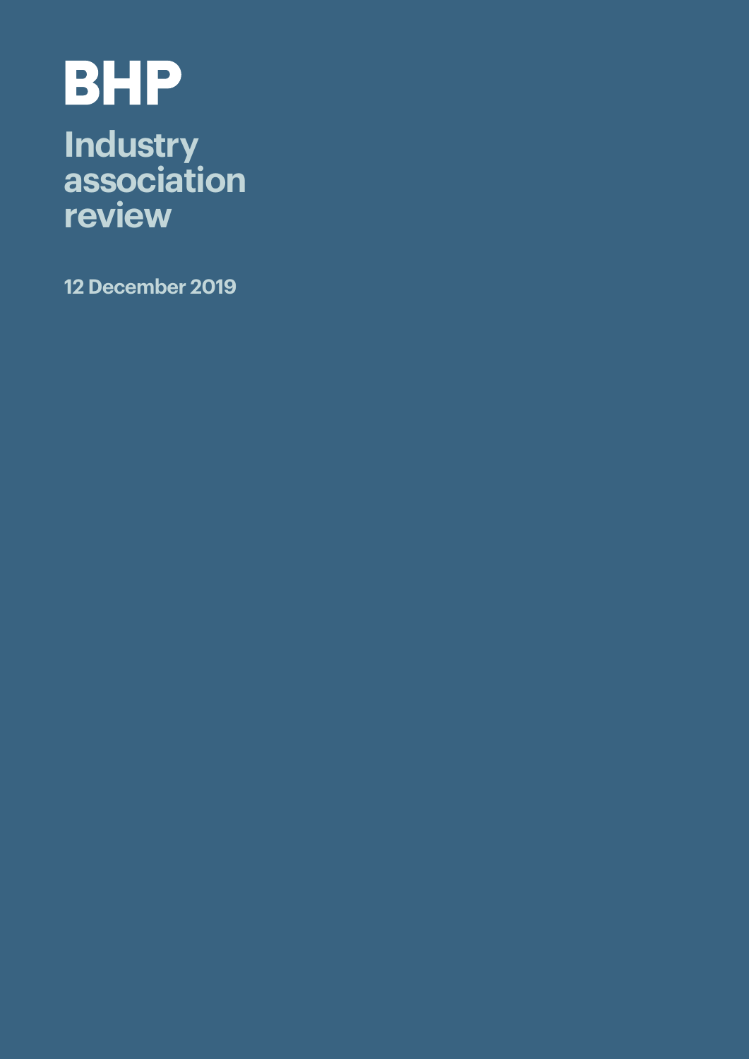# BHP

## Industry association review

**12 December 2019**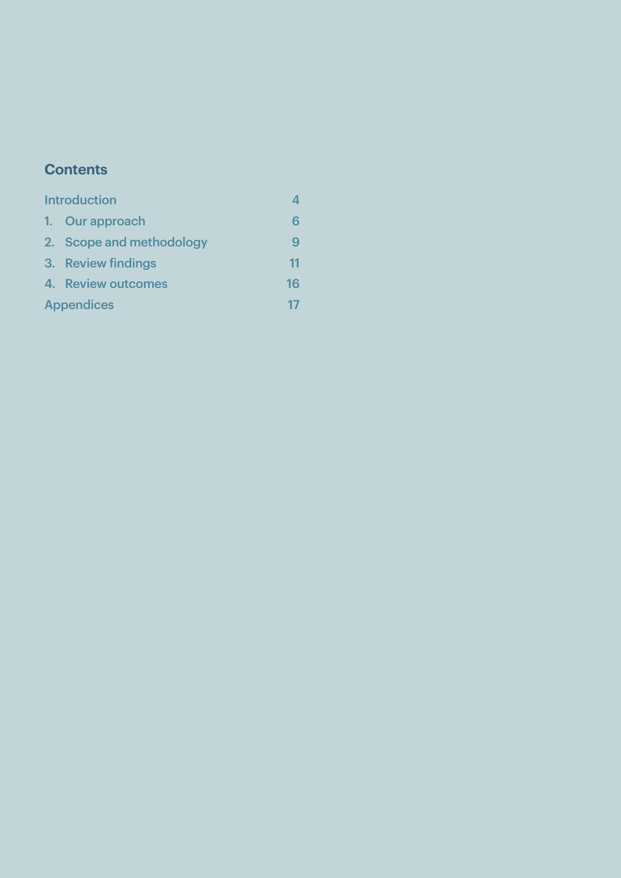## Contents

| | |
|---|---|
| Introduction | 4 |
| 1. Our approach | 6 |
| 2. Scope and methodology | 9 |
| 3. Review findings | 11 |
| 4. Review outcomes | 16 |
| Appendices | 17 |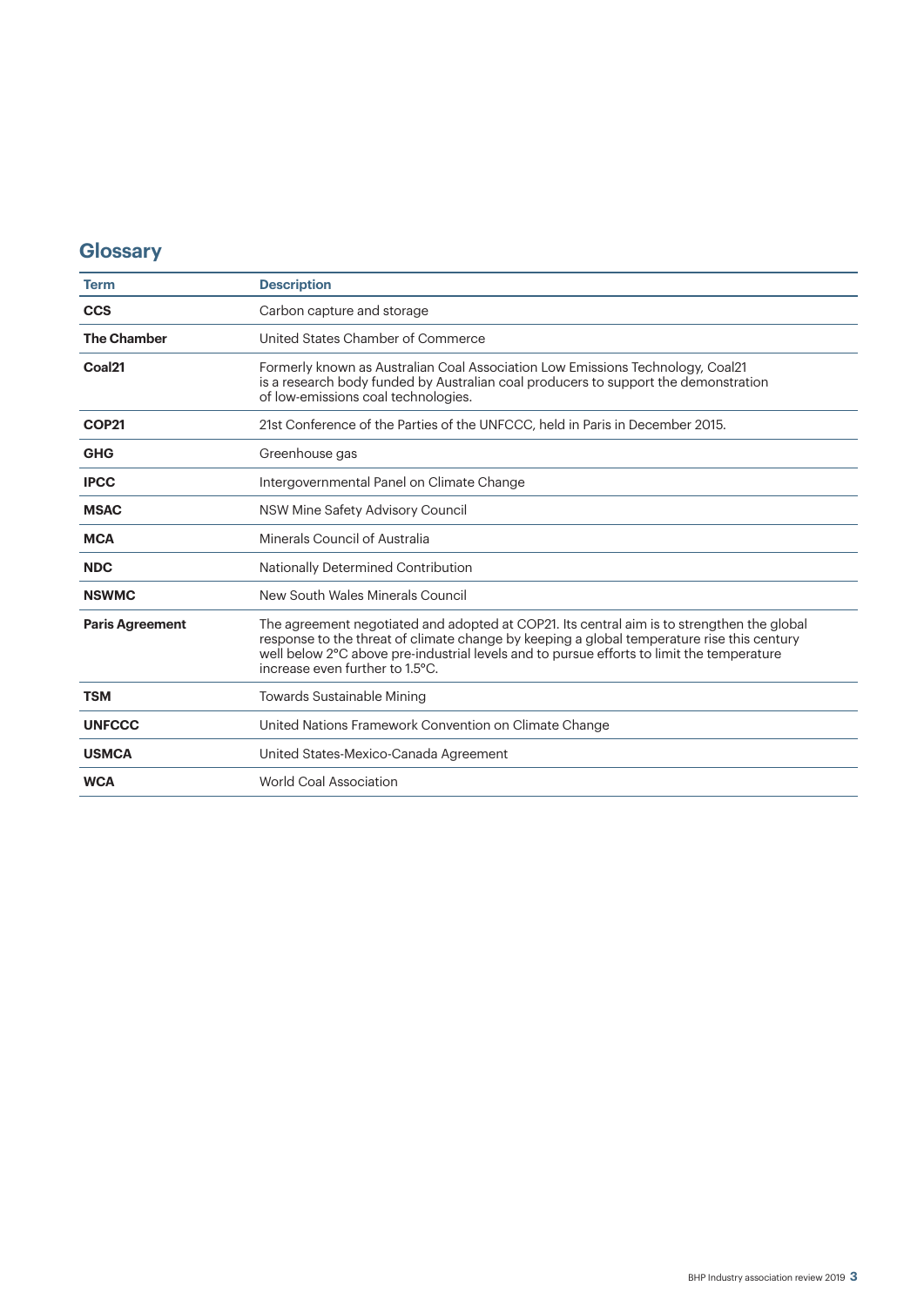## Glossary

| Term | Description |
| --- | --- |
| **CCS** | Carbon capture and storage |
| **The Chamber** | United States Chamber of Commerce |
| **Coal21** | Formerly known as Australian Coal Association Low Emissions Technology, Coal21 is a research body funded by Australian coal producers to support the demonstration of low-emissions coal technologies. |
| **COP21** | 21st Conference of the Parties of the UNFCCC, held in Paris in December 2015. |
| **GHG** | Greenhouse gas |
| **IPCC** | Intergovernmental Panel on Climate Change |
| **MSAC** | NSW Mine Safety Advisory Council |
| **MCA** | Minerals Council of Australia |
| **NDC** | Nationally Determined Contribution |
| **NSWMC** | New South Wales Minerals Council |
| **Paris Agreement** | The agreement negotiated and adopted at COP21. Its central aim is to strengthen the global response to the threat of climate change by keeping a global temperature rise this century well below 2°C above pre-industrial levels and to pursue efforts to limit the temperature increase even further to 1.5°C. |
| **TSM** | Towards Sustainable Mining |
| **UNFCCC** | United Nations Framework Convention on Climate Change |
| **USMCA** | United States-Mexico-Canada Agreement |
| **WCA** | World Coal Association |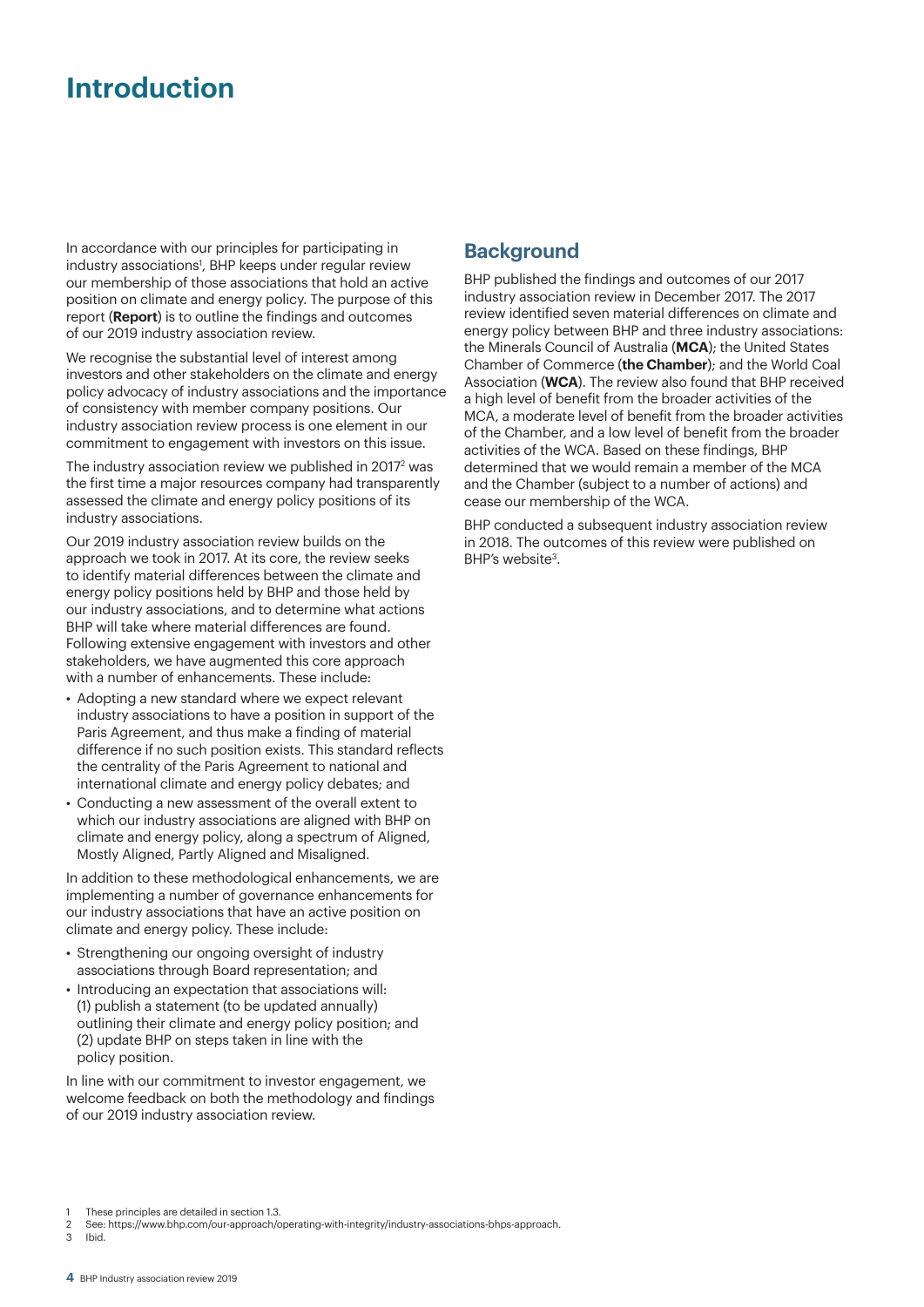# Introduction

In accordance with our principles for participating in industry associations[1], BHP keeps under regular review our membership of those associations that hold an active position on climate and energy policy. The purpose of this report (**Report**) is to outline the findings and outcomes of our 2019 industry association review.

We recognise the substantial level of interest among investors and other stakeholders on the climate and energy policy advocacy of industry associations and the importance of consistency with member company positions. Our industry association review process is one element in our commitment to engagement with investors on this issue.

The industry association review we published in 2017[2] was the first time a major resources company had transparently assessed the climate and energy policy positions of its industry associations.

Our 2019 industry association review builds on the approach we took in 2017. At its core, the review seeks to identify material differences between the climate and energy policy positions held by BHP and those held by our industry associations, and to determine what actions BHP will take where material differences are found. Following extensive engagement with investors and other stakeholders, we have augmented this core approach with a number of enhancements. These include:

- Adopting a new standard where we expect relevant industry associations to have a position in support of the Paris Agreement, and thus make a finding of material difference if no such position exists. This standard reflects the centrality of the Paris Agreement to national and international climate and energy policy debates; and
- Conducting a new assessment of the overall extent to which our industry associations are aligned with BHP on climate and energy policy, along a spectrum of Aligned, Mostly Aligned, Partly Aligned and Misaligned.

In addition to these methodological enhancements, we are implementing a number of governance enhancements for our industry associations that have an active position on climate and energy policy. These include:

- Strengthening our ongoing oversight of industry associations through Board representation; and
- Introducing an expectation that associations will: (1) publish a statement (to be updated annually) outlining their climate and energy policy position; and (2) update BHP on steps taken in line with the policy position.

In line with our commitment to investor engagement, we welcome feedback on both the methodology and findings of our 2019 industry association review.

## Background

BHP published the findings and outcomes of our 2017 industry association review in December 2017. The 2017 review identified seven material differences on climate and energy policy between BHP and three industry associations: the Minerals Council of Australia (**MCA**); the United States Chamber of Commerce (**the Chamber**); and the World Coal Association (**WCA**). The review also found that BHP received a high level of benefit from the broader activities of the MCA, a moderate level of benefit from the broader activities of the Chamber, and a low level of benefit from the broader activities of the WCA. Based on these findings, BHP determined that we would remain a member of the MCA and the Chamber (subject to a number of actions) and cease our membership of the WCA.

BHP conducted a subsequent industry association review in 2018. The outcomes of this review were published on BHP's website[3].

1 These principles are detailed in section 1.3.
2 See: https://www.bhp.com/our-approach/operating-with-integrity/industry-associations-bhps-approach.
3 Ibid.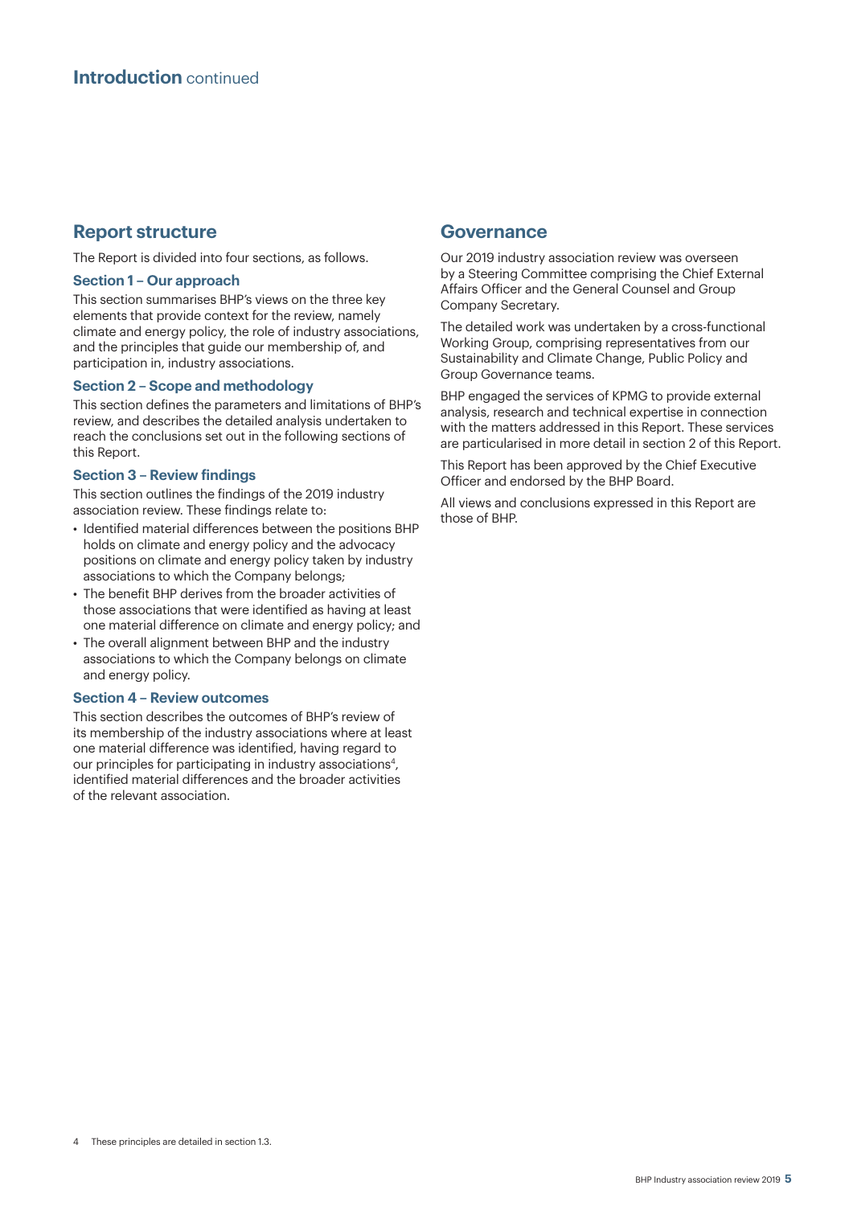# Introduction continued

## Report structure

The Report is divided into four sections, as follows.

### Section 1 – Our approach

This section summarises BHP's views on the three key elements that provide context for the review, namely climate and energy policy, the role of industry associations, and the principles that guide our membership of, and participation in, industry associations.

### Section 2 – Scope and methodology

This section defines the parameters and limitations of BHP's review, and describes the detailed analysis undertaken to reach the conclusions set out in the following sections of this Report.

### Section 3 – Review findings

This section outlines the findings of the 2019 industry association review. These findings relate to:

- Identified material differences between the positions BHP holds on climate and energy policy and the advocacy positions on climate and energy policy taken by industry associations to which the Company belongs;
- The benefit BHP derives from the broader activities of those associations that were identified as having at least one material difference on climate and energy policy; and
- The overall alignment between BHP and the industry associations to which the Company belongs on climate and energy policy.

### Section 4 – Review outcomes

This section describes the outcomes of BHP's review of its membership of the industry associations where at least one material difference was identified, having regard to our principles for participating in industry associations[4], identified material differences and the broader activities of the relevant association.

## Governance

Our 2019 industry association review was overseen by a Steering Committee comprising the Chief External Affairs Officer and the General Counsel and Group Company Secretary.

The detailed work was undertaken by a cross-functional Working Group, comprising representatives from our Sustainability and Climate Change, Public Policy and Group Governance teams.

BHP engaged the services of KPMG to provide external analysis, research and technical expertise in connection with the matters addressed in this Report. These services are particularised in more detail in section 2 of this Report.

This Report has been approved by the Chief Executive Officer and endorsed by the BHP Board.

All views and conclusions expressed in this Report are those of BHP.

4 These principles are detailed in section 1.3.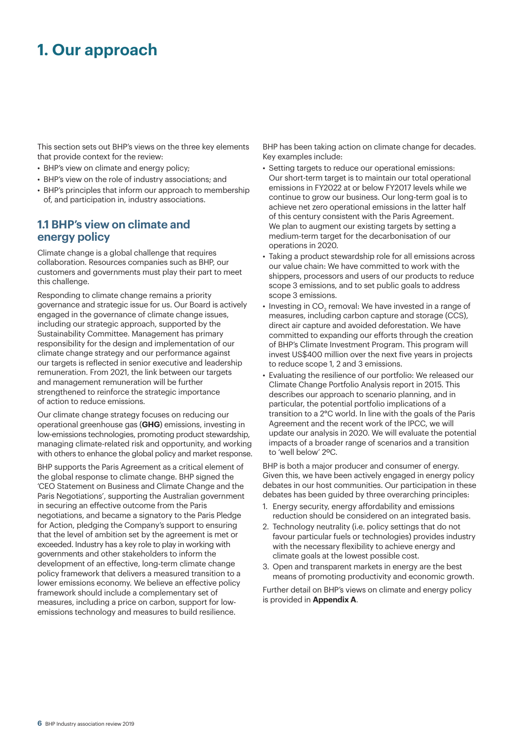# 1. Our approach

This section sets out BHP's views on the three key elements that provide context for the review:

- BHP's view on climate and energy policy;
- BHP's view on the role of industry associations; and
- BHP's principles that inform our approach to membership of, and participation in, industry associations.

## 1.1 BHP's view on climate and energy policy

Climate change is a global challenge that requires collaboration. Resources companies such as BHP, our customers and governments must play their part to meet this challenge.

Responding to climate change remains a priority governance and strategic issue for us. Our Board is actively engaged in the governance of climate change issues, including our strategic approach, supported by the Sustainability Committee. Management has primary responsibility for the design and implementation of our climate change strategy and our performance against our targets is reflected in senior executive and leadership remuneration. From 2021, the link between our targets and management remuneration will be further strengthened to reinforce the strategic importance of action to reduce emissions.

Our climate change strategy focuses on reducing our operational greenhouse gas (**GHG**) emissions, investing in low-emissions technologies, promoting product stewardship, managing climate-related risk and opportunity, and working with others to enhance the global policy and market response.

BHP supports the Paris Agreement as a critical element of the global response to climate change. BHP signed the 'CEO Statement on Business and Climate Change and the Paris Negotiations', supporting the Australian government in securing an effective outcome from the Paris negotiations, and became a signatory to the Paris Pledge for Action, pledging the Company's support to ensuring that the level of ambition set by the agreement is met or exceeded. Industry has a key role to play in working with governments and other stakeholders to inform the development of an effective, long-term climate change policy framework that delivers a measured transition to a lower emissions economy. We believe an effective policy framework should include a complementary set of measures, including a price on carbon, support for low-emissions technology and measures to build resilience.

BHP has been taking action on climate change for decades. Key examples include:

- Setting targets to reduce our operational emissions: Our short-term target is to maintain our total operational emissions in FY2022 at or below FY2017 levels while we continue to grow our business. Our long-term goal is to achieve net zero operational emissions in the latter half of this century consistent with the Paris Agreement. We plan to augment our existing targets by setting a medium-term target for the decarbonisation of our operations in 2020.
- Taking a product stewardship role for all emissions across our value chain: We have committed to work with the shippers, processors and users of our products to reduce scope 3 emissions, and to set public goals to address scope 3 emissions.
- Investing in $CO_2$ removal: We have invested in a range of measures, including carbon capture and storage (CCS), direct air capture and avoided deforestation. We have committed to expanding our efforts through the creation of BHP's Climate Investment Program. This program will invest US$400 million over the next five years in projects to reduce scope 1, 2 and 3 emissions.
- Evaluating the resilience of our portfolio: We released our Climate Change Portfolio Analysis report in 2015. This describes our approach to scenario planning, and in particular, the potential portfolio implications of a transition to a 2°C world. In line with the goals of the Paris Agreement and the recent work of the IPCC, we will update our analysis in 2020. We will evaluate the potential impacts of a broader range of scenarios and a transition to 'well below' 2ºC.

BHP is both a major producer and consumer of energy. Given this, we have been actively engaged in energy policy debates in our host communities. Our participation in these debates has been guided by three overarching principles:

1. Energy security, energy affordability and emissions reduction should be considered on an integrated basis.
2. Technology neutrality (i.e. policy settings that do not favour particular fuels or technologies) provides industry with the necessary flexibility to achieve energy and climate goals at the lowest possible cost.
3. Open and transparent markets in energy are the best means of promoting productivity and economic growth.

Further detail on BHP's views on climate and energy policy is provided in **Appendix A**.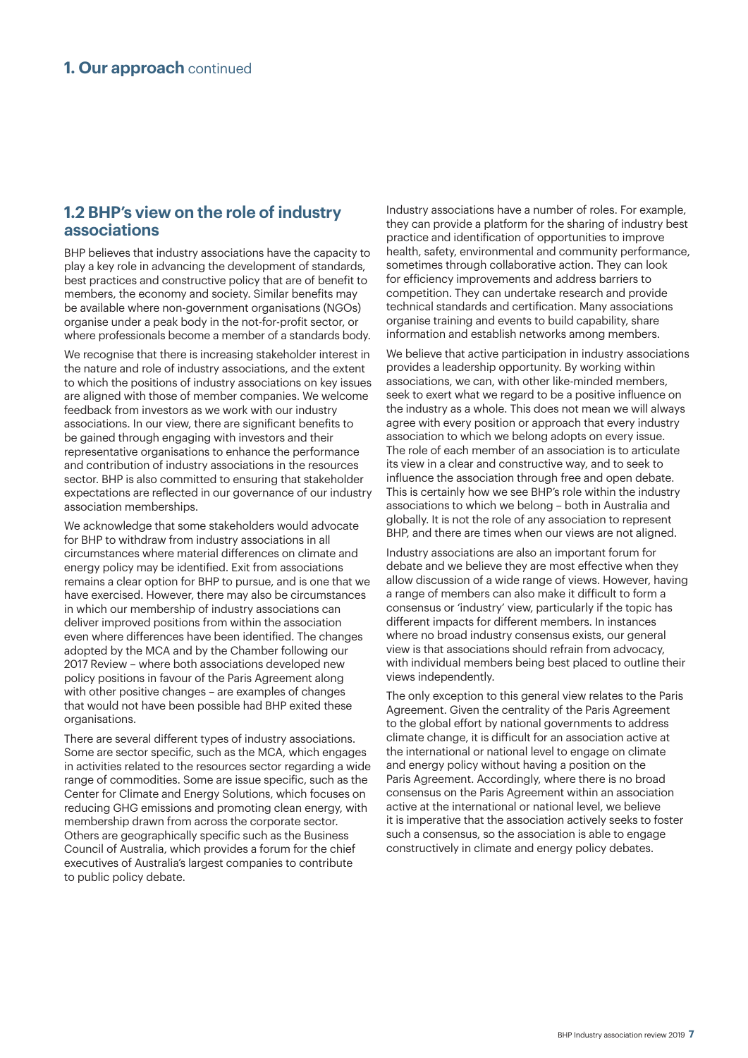## 1.2 BHP's view on the role of industry associations

BHP believes that industry associations have the capacity to play a key role in advancing the development of standards, best practices and constructive policy that are of benefit to members, the economy and society. Similar benefits may be available where non-government organisations (NGOs) organise under a peak body in the not-for-profit sector, or where professionals become a member of a standards body.

We recognise that there is increasing stakeholder interest in the nature and role of industry associations, and the extent to which the positions of industry associations on key issues are aligned with those of member companies. We welcome feedback from investors as we work with our industry associations. In our view, there are significant benefits to be gained through engaging with investors and their representative organisations to enhance the performance and contribution of industry associations in the resources sector. BHP is also committed to ensuring that stakeholder expectations are reflected in our governance of our industry association memberships.

We acknowledge that some stakeholders would advocate for BHP to withdraw from industry associations in all circumstances where material differences on climate and energy policy may be identified. Exit from associations remains a clear option for BHP to pursue, and is one that we have exercised. However, there may also be circumstances in which our membership of industry associations can deliver improved positions from within the association even where differences have been identified. The changes adopted by the MCA and by the Chamber following our 2017 Review – where both associations developed new policy positions in favour of the Paris Agreement along with other positive changes – are examples of changes that would not have been possible had BHP exited these organisations.

There are several different types of industry associations. Some are sector specific, such as the MCA, which engages in activities related to the resources sector regarding a wide range of commodities. Some are issue specific, such as the Center for Climate and Energy Solutions, which focuses on reducing GHG emissions and promoting clean energy, with membership drawn from across the corporate sector. Others are geographically specific such as the Business Council of Australia, which provides a forum for the chief executives of Australia's largest companies to contribute to public policy debate.

Industry associations have a number of roles. For example, they can provide a platform for the sharing of industry best practice and identification of opportunities to improve health, safety, environmental and community performance, sometimes through collaborative action. They can look for efficiency improvements and address barriers to competition. They can undertake research and provide technical standards and certification. Many associations organise training and events to build capability, share information and establish networks among members.

We believe that active participation in industry associations provides a leadership opportunity. By working within associations, we can, with other like-minded members, seek to exert what we regard to be a positive influence on the industry as a whole. This does not mean we will always agree with every position or approach that every industry association to which we belong adopts on every issue. The role of each member of an association is to articulate its view in a clear and constructive way, and to seek to influence the association through free and open debate. This is certainly how we see BHP's role within the industry associations to which we belong – both in Australia and globally. It is not the role of any association to represent BHP, and there are times when our views are not aligned.

Industry associations are also an important forum for debate and we believe they are most effective when they allow discussion of a wide range of views. However, having a range of members can also make it difficult to form a consensus or 'industry' view, particularly if the topic has different impacts for different members. In instances where no broad industry consensus exists, our general view is that associations should refrain from advocacy, with individual members being best placed to outline their views independently.

The only exception to this general view relates to the Paris Agreement. Given the centrality of the Paris Agreement to the global effort by national governments to address climate change, it is difficult for an association active at the international or national level to engage on climate and energy policy without having a position on the Paris Agreement. Accordingly, where there is no broad consensus on the Paris Agreement within an association active at the international or national level, we believe it is imperative that the association actively seeks to foster such a consensus, so the association is able to engage constructively in climate and energy policy debates.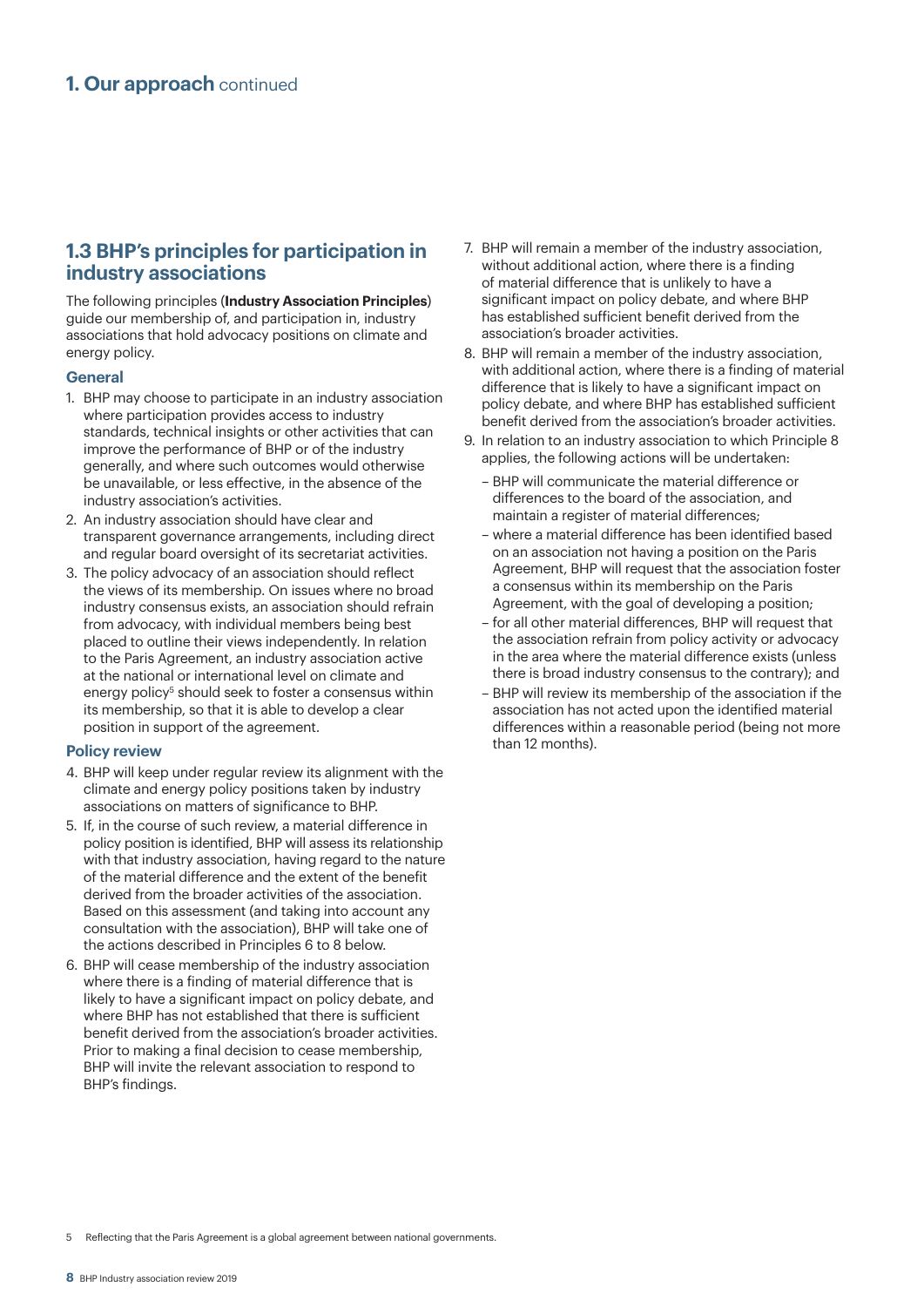# 1. Our approach continued

## 1.3 BHP's principles for participation in industry associations

The following principles (**Industry Association Principles**) guide our membership of, and participation in, industry associations that hold advocacy positions on climate and energy policy.

### General

1. BHP may choose to participate in an industry association where participation provides access to industry standards, technical insights or other activities that can improve the performance of BHP or of the industry generally, and where such outcomes would otherwise be unavailable, or less effective, in the absence of the industry association's activities.
2. An industry association should have clear and transparent governance arrangements, including direct and regular board oversight of its secretariat activities.
3. The policy advocacy of an association should reflect the views of its membership. On issues where no broad industry consensus exists, an association should refrain from advocacy, with individual members being best placed to outline their views independently. In relation to the Paris Agreement, an industry association active at the national or international level on climate and energy policy[5] should seek to foster a consensus within its membership, so that it is able to develop a clear position in support of the agreement.

### Policy review

4. BHP will keep under regular review its alignment with the climate and energy policy positions taken by industry associations on matters of significance to BHP.
5. If, in the course of such review, a material difference in policy position is identified, BHP will assess its relationship with that industry association, having regard to the nature of the material difference and the extent of the benefit derived from the broader activities of the association. Based on this assessment (and taking into account any consultation with the association), BHP will take one of the actions described in Principles 6 to 8 below.
6. BHP will cease membership of the industry association where there is a finding of material difference that is likely to have a significant impact on policy debate, and where BHP has not established that there is sufficient benefit derived from the association's broader activities. Prior to making a final decision to cease membership, BHP will invite the relevant association to respond to BHP's findings.
7. BHP will remain a member of the industry association, without additional action, where there is a finding of material difference that is unlikely to have a significant impact on policy debate, and where BHP has established sufficient benefit derived from the association's broader activities.
8. BHP will remain a member of the industry association, with additional action, where there is a finding of material difference that is likely to have a significant impact on policy debate, and where BHP has established sufficient benefit derived from the association's broader activities.
9. In relation to an industry association to which Principle 8 applies, the following actions will be undertaken:
   - BHP will communicate the material difference or differences to the board of the association, and maintain a register of material differences;
   - where a material difference has been identified based on an association not having a position on the Paris Agreement, BHP will request that the association foster a consensus within its membership on the Paris Agreement, with the goal of developing a position;
   - for all other material differences, BHP will request that the association refrain from policy activity or advocacy in the area where the material difference exists (unless there is broad industry consensus to the contrary); and
   - BHP will review its membership of the association if the association has not acted upon the identified material differences within a reasonable period (being not more than 12 months).

[5] Reflecting that the Paris Agreement is a global agreement between national governments.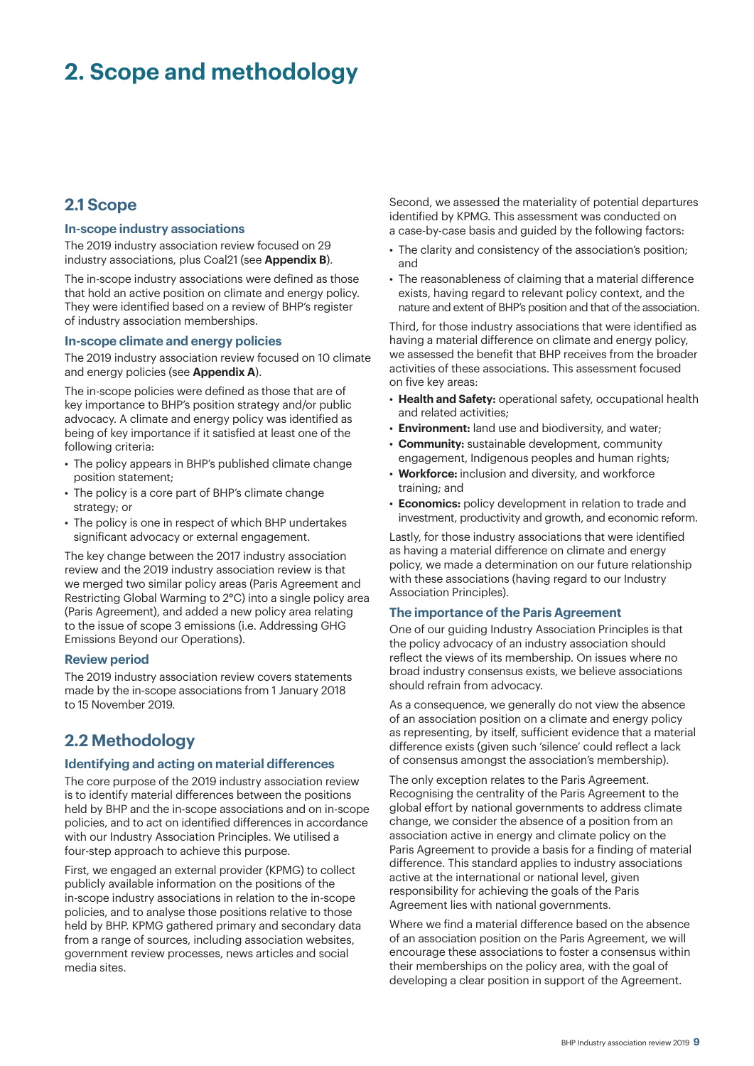# 2. Scope and methodology

## 2.1 Scope

### In-scope industry associations

The 2019 industry association review focused on 29 industry associations, plus Coal21 (see **Appendix B**).

The in-scope industry associations were defined as those that hold an active position on climate and energy policy. They were identified based on a review of BHP's register of industry association memberships.

### In-scope climate and energy policies

The 2019 industry association review focused on 10 climate and energy policies (see **Appendix A**).

The in-scope policies were defined as those that are of key importance to BHP's position strategy and/or public advocacy. A climate and energy policy was identified as being of key importance if it satisfied at least one of the following criteria:

- The policy appears in BHP's published climate change position statement;
- The policy is a core part of BHP's climate change strategy; or
- The policy is one in respect of which BHP undertakes significant advocacy or external engagement.

The key change between the 2017 industry association review and the 2019 industry association review is that we merged two similar policy areas (Paris Agreement and Restricting Global Warming to 2°C) into a single policy area (Paris Agreement), and added a new policy area relating to the issue of scope 3 emissions (i.e. Addressing GHG Emissions Beyond our Operations).

### Review period

The 2019 industry association review covers statements made by the in-scope associations from 1 January 2018 to 15 November 2019.

## 2.2 Methodology

### Identifying and acting on material differences

The core purpose of the 2019 industry association review is to identify material differences between the positions held by BHP and the in-scope associations and on in-scope policies, and to act on identified differences in accordance with our Industry Association Principles. We utilised a four-step approach to achieve this purpose.

First, we engaged an external provider (KPMG) to collect publicly available information on the positions of the in-scope industry associations in relation to the in-scope policies, and to analyse those positions relative to those held by BHP. KPMG gathered primary and secondary data from a range of sources, including association websites, government review processes, news articles and social media sites.

Second, we assessed the materiality of potential departures identified by KPMG. This assessment was conducted on a case-by-case basis and guided by the following factors:

- The clarity and consistency of the association's position; and
- The reasonableness of claiming that a material difference exists, having regard to relevant policy context, and the nature and extent of BHP's position and that of the association.

Third, for those industry associations that were identified as having a material difference on climate and energy policy, we assessed the benefit that BHP receives from the broader activities of these associations. This assessment focused on five key areas:

- **Health and Safety:** operational safety, occupational health and related activities;
- **Environment:** land use and biodiversity, and water;
- **Community:** sustainable development, community engagement, Indigenous peoples and human rights;
- **Workforce:** inclusion and diversity, and workforce training; and
- **Economics:** policy development in relation to trade and investment, productivity and growth, and economic reform.

Lastly, for those industry associations that were identified as having a material difference on climate and energy policy, we made a determination on our future relationship with these associations (having regard to our Industry Association Principles).

### The importance of the Paris Agreement

One of our guiding Industry Association Principles is that the policy advocacy of an industry association should reflect the views of its membership. On issues where no broad industry consensus exists, we believe associations should refrain from advocacy.

As a consequence, we generally do not view the absence of an association position on a climate and energy policy as representing, by itself, sufficient evidence that a material difference exists (given such 'silence' could reflect a lack of consensus amongst the association's membership).

The only exception relates to the Paris Agreement. Recognising the centrality of the Paris Agreement to the global effort by national governments to address climate change, we consider the absence of a position from an association active in energy and climate policy on the Paris Agreement to provide a basis for a finding of material difference. This standard applies to industry associations active at the international or national level, given responsibility for achieving the goals of the Paris Agreement lies with national governments.

Where we find a material difference based on the absence of an association position on the Paris Agreement, we will encourage these associations to foster a consensus within their memberships on the policy area, with the goal of developing a clear position in support of the Agreement.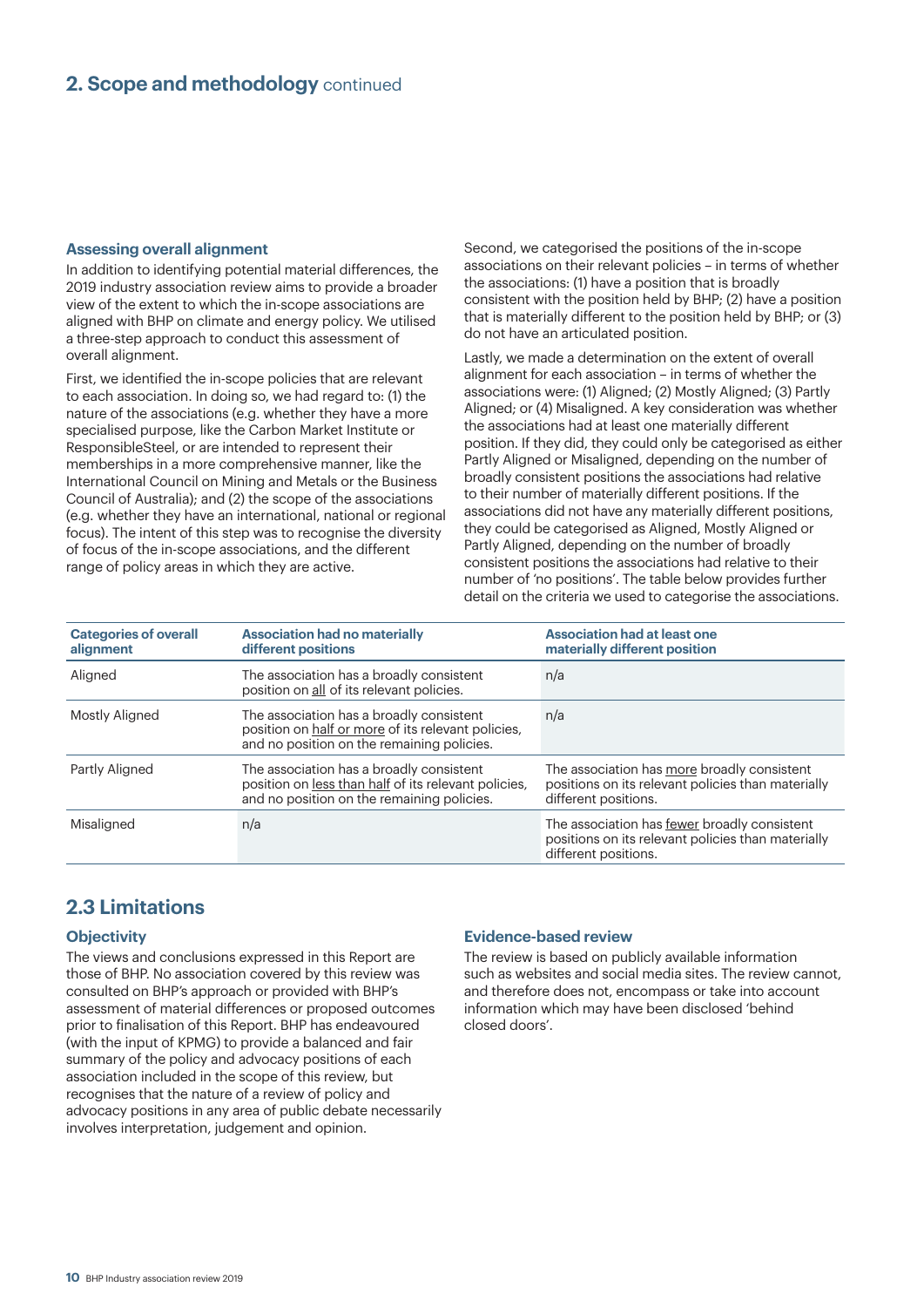## 2. Scope and methodology continued

### Assessing overall alignment

In addition to identifying potential material differences, the 2019 industry association review aims to provide a broader view of the extent to which the in-scope associations are aligned with BHP on climate and energy policy. We utilised a three-step approach to conduct this assessment of overall alignment.

First, we identified the in-scope policies that are relevant to each association. In doing so, we had regard to: (1) the nature of the associations (e.g. whether they have a more specialised purpose, like the Carbon Market Institute or ResponsibleSteel, or are intended to represent their memberships in a more comprehensive manner, like the International Council on Mining and Metals or the Business Council of Australia); and (2) the scope of the associations (e.g. whether they have an international, national or regional focus). The intent of this step was to recognise the diversity of focus of the in-scope associations, and the different range of policy areas in which they are active.

Second, we categorised the positions of the in-scope associations on their relevant policies – in terms of whether the associations: (1) have a position that is broadly consistent with the position held by BHP; (2) have a position that is materially different to the position held by BHP; or (3) do not have an articulated position.

Lastly, we made a determination on the extent of overall alignment for each association – in terms of whether the associations were: (1) Aligned; (2) Mostly Aligned; (3) Partly Aligned; or (4) Misaligned. A key consideration was whether the associations had at least one materially different position. If they did, they could only be categorised as either Partly Aligned or Misaligned, depending on the number of broadly consistent positions the associations had relative to their number of materially different positions. If the associations did not have any materially different positions, they could be categorised as Aligned, Mostly Aligned or Partly Aligned, depending on the number of broadly consistent positions the associations had relative to their number of 'no positions'. The table below provides further detail on the criteria we used to categorise the associations.

| Categories of overall alignment | Association had no materially different positions | Association had at least one materially different position |
|---|---|---|
| Aligned | The association has a broadly consistent position on all of its relevant policies. | n/a |
| Mostly Aligned | The association has a broadly consistent position on half or more of its relevant policies, and no position on the remaining policies. | n/a |
| Partly Aligned | The association has a broadly consistent position on less than half of its relevant policies, and no position on the remaining policies. | The association has more broadly consistent positions on its relevant policies than materially different positions. |
| Misaligned | n/a | The association has fewer broadly consistent positions on its relevant policies than materially different positions. |

## 2.3 Limitations

### Objectivity

The views and conclusions expressed in this Report are those of BHP. No association covered by this review was consulted on BHP's approach or provided with BHP's assessment of material differences or proposed outcomes prior to finalisation of this Report. BHP has endeavoured (with the input of KPMG) to provide a balanced and fair summary of the policy and advocacy positions of each association included in the scope of this review, but recognises that the nature of a review of policy and advocacy positions in any area of public debate necessarily involves interpretation, judgement and opinion.

### Evidence-based review

The review is based on publicly available information such as websites and social media sites. The review cannot, and therefore does not, encompass or take into account information which may have been disclosed 'behind closed doors'.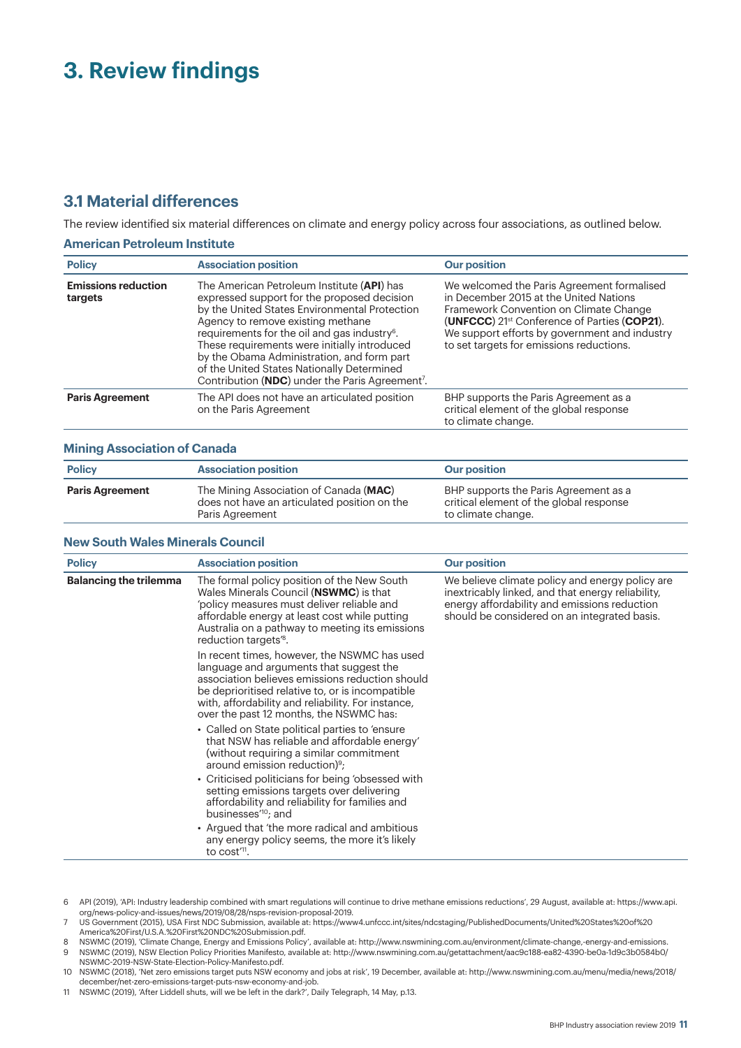# 3. Review findings

## 3.1 Material differences

The review identified six material differences on climate and energy policy across four associations, as outlined below.

### American Petroleum Institute

| Policy | Association position | Our position |
|---|---|---|
| **Emissions reduction targets** | The American Petroleum Institute (**API**) has expressed support for the proposed decision by the United States Environmental Protection Agency to remove existing methane requirements for the oil and gas industry[6]. These requirements were initially introduced by the Obama Administration, and form part of the United States Nationally Determined Contribution (**NDC**) under the Paris Agreement[7]. | We welcomed the Paris Agreement formalised in December 2015 at the United Nations Framework Convention on Climate Change (**UNFCCC**) 21st Conference of Parties (**COP21**). We support efforts by government and industry to set targets for emissions reductions. |
| **Paris Agreement** | The API does not have an articulated position on the Paris Agreement | BHP supports the Paris Agreement as a critical element of the global response to climate change. |

### Mining Association of Canada

| Policy | Association position | Our position |
|---|---|---|
| **Paris Agreement** | The Mining Association of Canada (**MAC**) does not have an articulated position on the Paris Agreement | BHP supports the Paris Agreement as a critical element of the global response to climate change. |

### New South Wales Minerals Council

| Policy | Association position | Our position |
|---|---|---|
| **Balancing the trilemma** | The formal policy position of the New South Wales Minerals Council (**NSWMC**) is that 'policy measures must deliver reliable and affordable energy at least cost while putting Australia on a pathway to meeting its emissions reduction targets'[8].<br><br>In recent times, however, the NSWMC has used language and arguments that suggest the association believes emissions reduction should be deprioritised relative to, or is incompatible with, affordability and reliability. For instance, over the past 12 months, the NSWMC has:<br>• Called on State political parties to 'ensure that NSW has reliable and affordable energy' (without requiring a similar commitment around emission reduction)[9];<br>• Criticised politicians for being 'obsessed with setting emissions targets over delivering affordability and reliability for families and businesses'[10]; and<br>• Argued that 'the more radical and ambitious any energy policy seems, the more it's likely to cost'[11]. | We believe climate policy and energy policy are inextricably linked, and that energy reliability, energy affordability and emissions reduction should be considered on an integrated basis. |

6 API (2019), 'API: Industry leadership combined with smart regulations will continue to drive methane emissions reductions', 29 August, available at: https://www.api.org/news-policy-and-issues/news/2019/08/28/nsps-revision-proposal-2019.
7 US Government (2015), USA First NDC Submission, available at: https://www4.unfccc.int/sites/ndcstaging/PublishedDocuments/United%20States%20of%20America%20First/U.S.A.%20First%20NDC%20Submission.pdf.
8 NSWMC (2019), 'Climate Change, Energy and Emissions Policy', available at: http://www.nswmining.com.au/environment/climate-change,-energy-and-emissions.
9 NSWMC (2019), NSW Election Policy Priorities Manifesto, available at: http://www.nswmining.com.au/getattachment/aac9c188-ea82-4390-be0a-1d9c3b0584b0/NSWMC-2019-NSW-State-Election-Policy-Manifesto.pdf.
10 NSWMC (2018), 'Net zero emissions target puts NSW economy and jobs at risk', 19 December, available at: http://www.nswmining.com.au/menu/media/news/2018/december/net-zero-emissions-target-puts-nsw-economy-and-job.
11 NSWMC (2019), 'After Liddell shuts, will we be left in the dark?', Daily Telegraph, 14 May, p.13.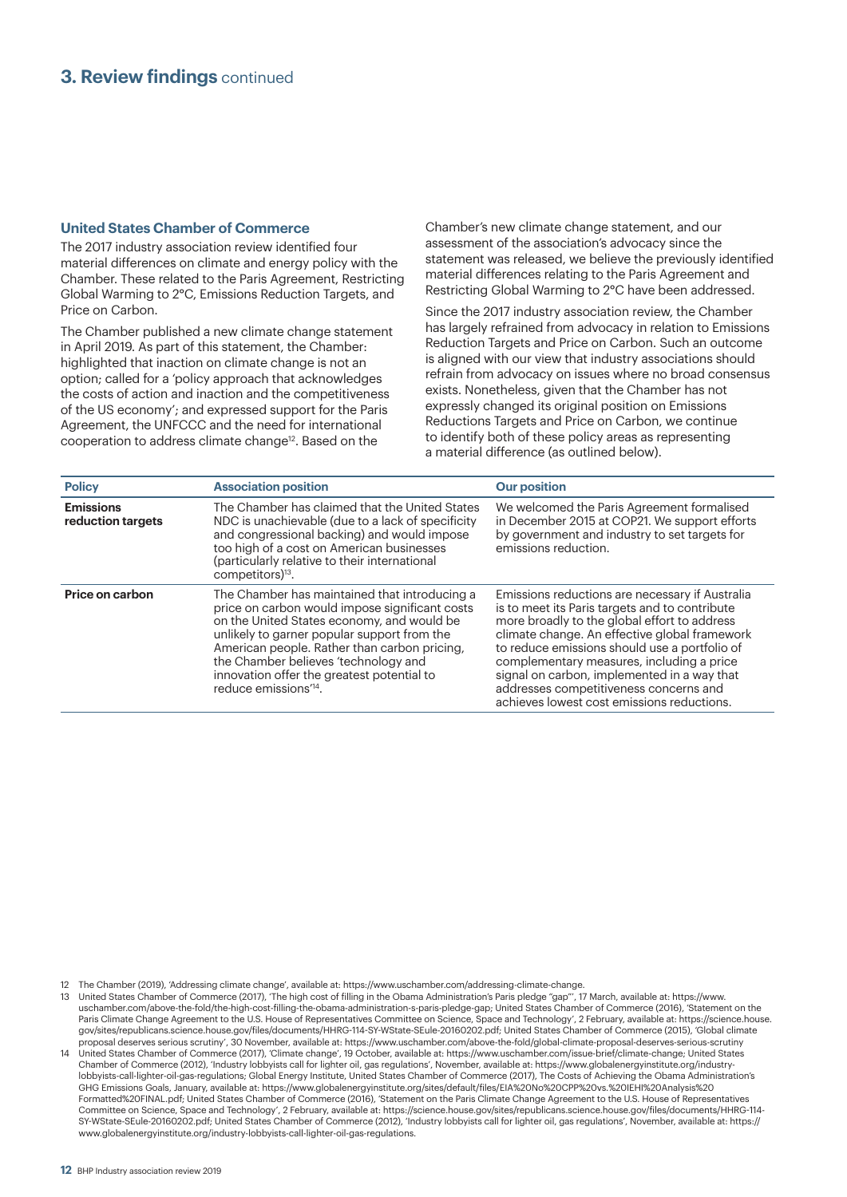## 3. Review findings continued

### United States Chamber of Commerce

The 2017 industry association review identified four material differences on climate and energy policy with the Chamber. These related to the Paris Agreement, Restricting Global Warming to 2°C, Emissions Reduction Targets, and Price on Carbon.

The Chamber published a new climate change statement in April 2019. As part of this statement, the Chamber: highlighted that inaction on climate change is not an option; called for a 'policy approach that acknowledges the costs of action and inaction and the competitiveness of the US economy'; and expressed support for the Paris Agreement, the UNFCCC and the need for international cooperation to address climate change[12]. Based on the Chamber's new climate change statement, and our assessment of the association's advocacy since the statement was released, we believe the previously identified material differences relating to the Paris Agreement and Restricting Global Warming to 2°C have been addressed.

Since the 2017 industry association review, the Chamber has largely refrained from advocacy in relation to Emissions Reduction Targets and Price on Carbon. Such an outcome is aligned with our view that industry associations should refrain from advocacy on issues where no broad consensus exists. Nonetheless, given that the Chamber has not expressly changed its original position on Emissions Reductions Targets and Price on Carbon, we continue to identify both of these policy areas as representing a material difference (as outlined below).

| Policy | Association position | Our position |
|---|---|---|
| **Emissions reduction targets** | The Chamber has claimed that the United States NDC is unachievable (due to a lack of specificity and congressional backing) and would impose too high of a cost on American businesses (particularly relative to their international competitors)[13]. | We welcomed the Paris Agreement formalised in December 2015 at COP21. We support efforts by government and industry to set targets for emissions reduction. |
| **Price on carbon** | The Chamber has maintained that introducing a price on carbon would impose significant costs on the United States economy, and would be unlikely to garner popular support from the American people. Rather than carbon pricing, the Chamber believes 'technology and innovation offer the greatest potential to reduce emissions'[14]. | Emissions reductions are necessary if Australia is to meet its Paris targets and to contribute more broadly to the global effort to address climate change. An effective global framework to reduce emissions should use a portfolio of complementary measures, including a price signal on carbon, implemented in a way that addresses competitiveness concerns and achieves lowest cost emissions reductions. |

12 The Chamber (2019), 'Addressing climate change', available at: https://www.uschamber.com/addressing-climate-change.

13 United States Chamber of Commerce (2017), 'The high cost of filling in the Obama Administration's Paris pledge "gap"', 17 March, available at: https://www.uschamber.com/above-the-fold/the-high-cost-filling-the-obama-administration-s-paris-pledge-gap; United States Chamber of Commerce (2016), 'Statement on the Paris Climate Change Agreement to the U.S. House of Representatives Committee on Science, Space and Technology', 2 February, available at: https://science.house.gov/sites/republicans.science.house.gov/files/documents/HHRG-114-SY-WState-SEule-20160202.pdf; United States Chamber of Commerce (2015), 'Global climate proposal deserves serious scrutiny', 30 November, available at: https://www.uschamber.com/above-the-fold/global-climate-proposal-deserves-serious-scrutiny

14 United States Chamber of Commerce (2017), 'Climate change', 19 October, available at: https://www.uschamber.com/issue-brief/climate-change; United States Chamber of Commerce (2012), 'Industry lobbyists call for lighter oil, gas regulations', November, available at: https://www.globalenergyinstitute.org/industry-lobbyists-call-lighter-oil-gas-regulations; Global Energy Institute, United States Chamber of Commerce (2017), The Costs of Achieving the Obama Administration's GHG Emissions Goals, January, available at: https://www.globalenergyinstitute.org/sites/default/files/EIA%20No%20CPP%20vs.%20IEHI%20Analysis%20Formatted%20FINAL.pdf; United States Chamber of Commerce (2016), 'Statement on the Paris Climate Change Agreement to the U.S. House of Representatives Committee on Science, Space and Technology', 2 February, available at: https://science.house.gov/sites/republicans.science.house.gov/files/documents/HHRG-114-SY-WState-SEule-20160202.pdf; United States Chamber of Commerce (2012), 'Industry lobbyists call for lighter oil, gas regulations', November, available at: https://www.globalenergyinstitute.org/industry-lobbyists-call-lighter-oil-gas-regulations.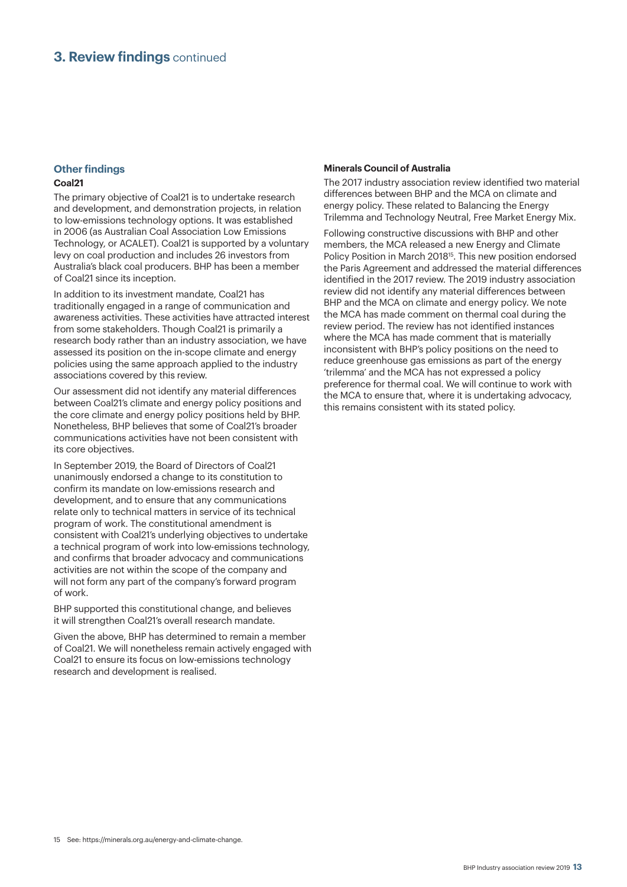# 3. Review findings continued

## Other findings

### Coal21

The primary objective of Coal21 is to undertake research and development, and demonstration projects, in relation to low-emissions technology options. It was established in 2006 (as Australian Coal Association Low Emissions Technology, or ACALET). Coal21 is supported by a voluntary levy on coal production and includes 26 investors from Australia's black coal producers. BHP has been a member of Coal21 since its inception.

In addition to its investment mandate, Coal21 has traditionally engaged in a range of communication and awareness activities. These activities have attracted interest from some stakeholders. Though Coal21 is primarily a research body rather than an industry association, we have assessed its position on the in-scope climate and energy policies using the same approach applied to the industry associations covered by this review.

Our assessment did not identify any material differences between Coal21's climate and energy policy positions and the core climate and energy policy positions held by BHP. Nonetheless, BHP believes that some of Coal21's broader communications activities have not been consistent with its core objectives.

In September 2019, the Board of Directors of Coal21 unanimously endorsed a change to its constitution to confirm its mandate on low-emissions research and development, and to ensure that any communications relate only to technical matters in service of its technical program of work. The constitutional amendment is consistent with Coal21's underlying objectives to undertake a technical program of work into low-emissions technology, and confirms that broader advocacy and communications activities are not within the scope of the company and will not form any part of the company's forward program of work.

BHP supported this constitutional change, and believes it will strengthen Coal21's overall research mandate.

Given the above, BHP has determined to remain a member of Coal21. We will nonetheless remain actively engaged with Coal21 to ensure its focus on low-emissions technology research and development is realised.

### Minerals Council of Australia

The 2017 industry association review identified two material differences between BHP and the MCA on climate and energy policy. These related to Balancing the Energy Trilemma and Technology Neutral, Free Market Energy Mix.

Following constructive discussions with BHP and other members, the MCA released a new Energy and Climate Policy Position in March 2018[15]. This new position endorsed the Paris Agreement and addressed the material differences identified in the 2017 review. The 2019 industry association review did not identify any material differences between BHP and the MCA on climate and energy policy. We note the MCA has made comment on thermal coal during the review period. The review has not identified instances where the MCA has made comment that is materially inconsistent with BHP's policy positions on the need to reduce greenhouse gas emissions as part of the energy 'trilemma' and the MCA has not expressed a policy preference for thermal coal. We will continue to work with the MCA to ensure that, where it is undertaking advocacy, this remains consistent with its stated policy.

15 See: https://minerals.org.au/energy-and-climate-change.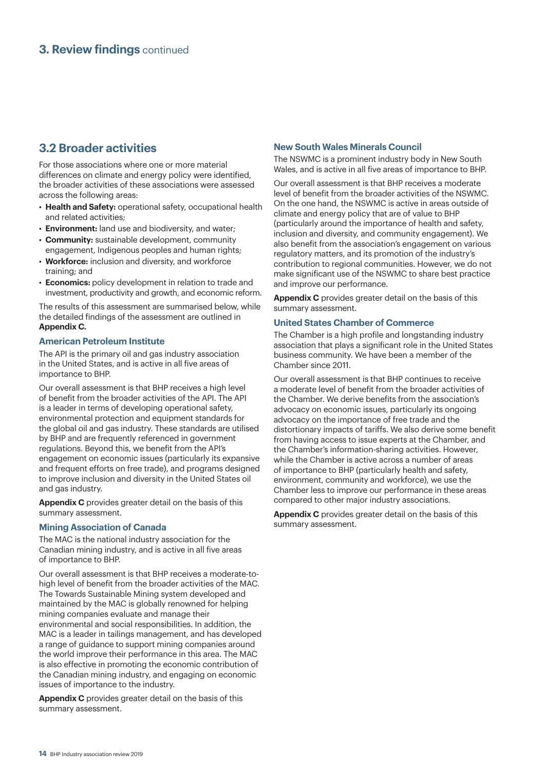## 3. Review findings continued

### 3.2 Broader activities

For those associations where one or more material differences on climate and energy policy were identified, the broader activities of these associations were assessed across the following areas:

- **Health and Safety:** operational safety, occupational health and related activities;
- **Environment:** land use and biodiversity, and water;
- **Community:** sustainable development, community engagement, Indigenous peoples and human rights;
- **Workforce:** inclusion and diversity, and workforce training; and
- **Economics:** policy development in relation to trade and investment, productivity and growth, and economic reform.

The results of this assessment are summarised below, while the detailed findings of the assessment are outlined in **Appendix C.**

#### American Petroleum Institute

The API is the primary oil and gas industry association in the United States, and is active in all five areas of importance to BHP.

Our overall assessment is that BHP receives a high level of benefit from the broader activities of the API. The API is a leader in terms of developing operational safety, environmental protection and equipment standards for the global oil and gas industry. These standards are utilised by BHP and are frequently referenced in government regulations. Beyond this, we benefit from the API's engagement on economic issues (particularly its expansive and frequent efforts on free trade), and programs designed to improve inclusion and diversity in the United States oil and gas industry.

**Appendix C** provides greater detail on the basis of this summary assessment.

#### Mining Association of Canada

The MAC is the national industry association for the Canadian mining industry, and is active in all five areas of importance to BHP.

Our overall assessment is that BHP receives a moderate-to-high level of benefit from the broader activities of the MAC. The Towards Sustainable Mining system developed and maintained by the MAC is globally renowned for helping mining companies evaluate and manage their environmental and social responsibilities. In addition, the MAC is a leader in tailings management, and has developed a range of guidance to support mining companies around the world improve their performance in this area. The MAC is also effective in promoting the economic contribution of the Canadian mining industry, and engaging on economic issues of importance to the industry.

**Appendix C** provides greater detail on the basis of this summary assessment.

#### New South Wales Minerals Council

The NSWMC is a prominent industry body in New South Wales, and is active in all five areas of importance to BHP.

Our overall assessment is that BHP receives a moderate level of benefit from the broader activities of the NSWMC. On the one hand, the NSWMC is active in areas outside of climate and energy policy that are of value to BHP (particularly around the importance of health and safety, inclusion and diversity, and community engagement). We also benefit from the association's engagement on various regulatory matters, and its promotion of the industry's contribution to regional communities. However, we do not make significant use of the NSWMC to share best practice and improve our performance.

**Appendix C** provides greater detail on the basis of this summary assessment.

#### United States Chamber of Commerce

The Chamber is a high profile and longstanding industry association that plays a significant role in the United States business community. We have been a member of the Chamber since 2011.

Our overall assessment is that BHP continues to receive a moderate level of benefit from the broader activities of the Chamber. We derive benefits from the association's advocacy on economic issues, particularly its ongoing advocacy on the importance of free trade and the distortionary impacts of tariffs. We also derive some benefit from having access to issue experts at the Chamber, and the Chamber's information-sharing activities. However, while the Chamber is active across a number of areas of importance to BHP (particularly health and safety, environment, community and workforce), we use the Chamber less to improve our performance in these areas compared to other major industry associations.

**Appendix C** provides greater detail on the basis of this summary assessment.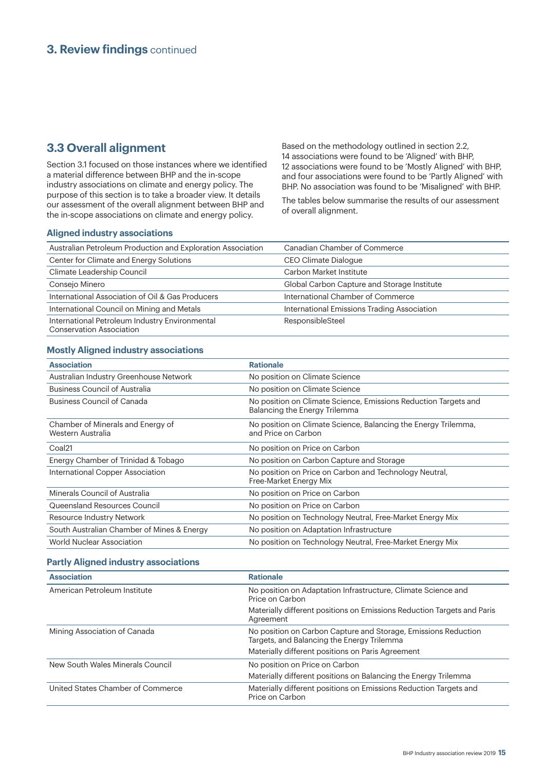## 3. Review findings continued

### 3.3 Overall alignment

Section 3.1 focused on those instances where we identified a material difference between BHP and the in-scope industry associations on climate and energy policy. The purpose of this section is to take a broader view. It details our assessment of the overall alignment between BHP and the in-scope associations on climate and energy policy.

Based on the methodology outlined in section 2.2, 14 associations were found to be 'Aligned' with BHP, 12 associations were found to be 'Mostly Aligned' with BHP, and four associations were found to be 'Partly Aligned' with BHP. No association was found to be 'Misaligned' with BHP.

The tables below summarise the results of our assessment of overall alignment.

#### Aligned industry associations

| | |
|---|---|
| Australian Petroleum Production and Exploration Association | Canadian Chamber of Commerce |
| Center for Climate and Energy Solutions | CEO Climate Dialogue |
| Climate Leadership Council | Carbon Market Institute |
| Consejo Minero | Global Carbon Capture and Storage Institute |
| International Association of Oil & Gas Producers | International Chamber of Commerce |
| International Council on Mining and Metals | International Emissions Trading Association |
| International Petroleum Industry Environmental Conservation Association | ResponsibleSteel |

#### Mostly Aligned industry associations

| Association | Rationale |
|---|---|
| Australian Industry Greenhouse Network | No position on Climate Science |
| Business Council of Australia | No position on Climate Science |
| Business Council of Canada | No position on Climate Science, Emissions Reduction Targets and Balancing the Energy Trilemma |
| Chamber of Minerals and Energy of Western Australia | No position on Climate Science, Balancing the Energy Trilemma, and Price on Carbon |
| Coal21 | No position on Price on Carbon |
| Energy Chamber of Trinidad & Tobago | No position on Carbon Capture and Storage |
| International Copper Association | No position on Price on Carbon and Technology Neutral, Free-Market Energy Mix |
| Minerals Council of Australia | No position on Price on Carbon |
| Queensland Resources Council | No position on Price on Carbon |
| Resource Industry Network | No position on Technology Neutral, Free-Market Energy Mix |
| South Australian Chamber of Mines & Energy | No position on Adaptation Infrastructure |
| World Nuclear Association | No position on Technology Neutral, Free-Market Energy Mix |

#### Partly Aligned industry associations

| Association | Rationale |
|---|---|
| American Petroleum Institute | No position on Adaptation Infrastructure, Climate Science and Price on Carbon<br>Materially different positions on Emissions Reduction Targets and Paris Agreement |
| Mining Association of Canada | No position on Carbon Capture and Storage, Emissions Reduction Targets, and Balancing the Energy Trilemma<br>Materially different positions on Paris Agreement |
| New South Wales Minerals Council | No position on Price on Carbon<br>Materially different positions on Balancing the Energy Trilemma |
| United States Chamber of Commerce | Materially different positions on Emissions Reduction Targets and Price on Carbon |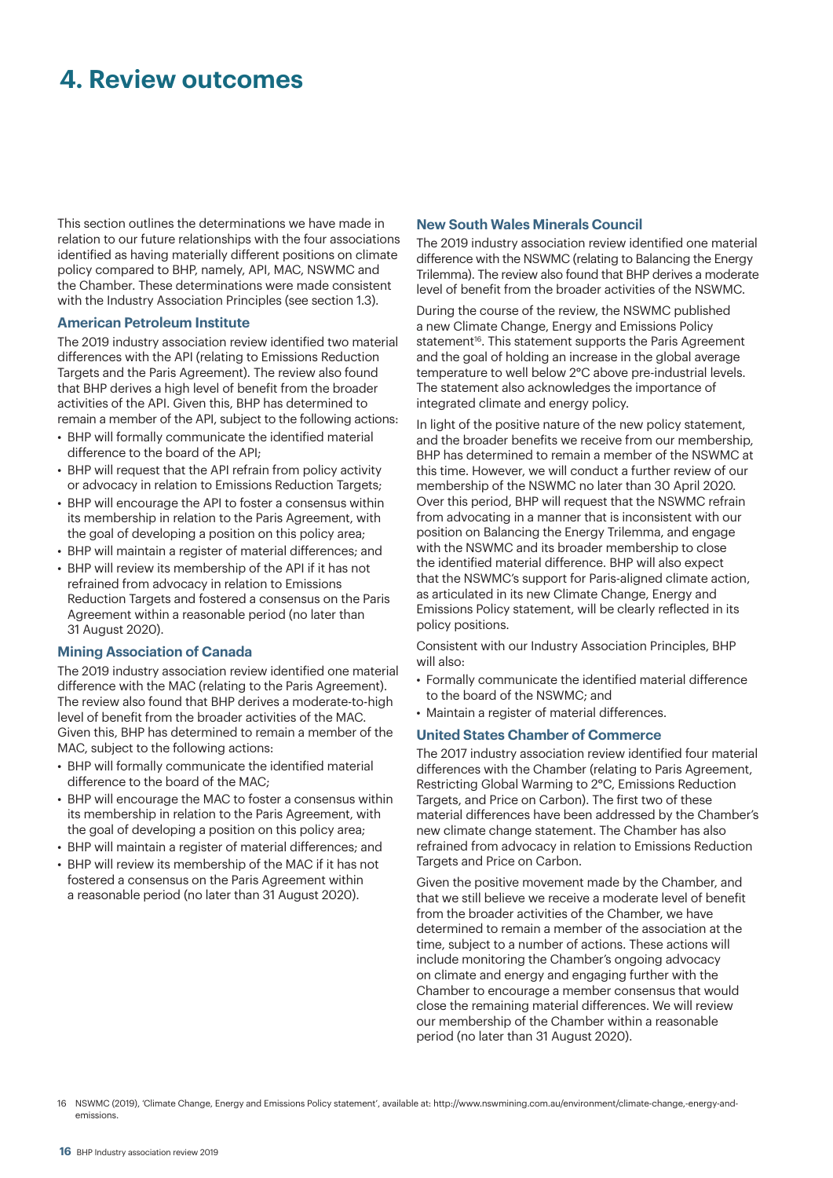# 4. Review outcomes

This section outlines the determinations we have made in relation to our future relationships with the four associations identified as having materially different positions on climate policy compared to BHP, namely, API, MAC, NSWMC and the Chamber. These determinations were made consistent with the Industry Association Principles (see section 1.3).

### American Petroleum Institute

The 2019 industry association review identified two material differences with the API (relating to Emissions Reduction Targets and the Paris Agreement). The review also found that BHP derives a high level of benefit from the broader activities of the API. Given this, BHP has determined to remain a member of the API, subject to the following actions:

- BHP will formally communicate the identified material difference to the board of the API;
- BHP will request that the API refrain from policy activity or advocacy in relation to Emissions Reduction Targets;
- BHP will encourage the API to foster a consensus within its membership in relation to the Paris Agreement, with the goal of developing a position on this policy area;
- BHP will maintain a register of material differences; and
- BHP will review its membership of the API if it has not refrained from advocacy in relation to Emissions Reduction Targets and fostered a consensus on the Paris Agreement within a reasonable period (no later than 31 August 2020).

### Mining Association of Canada

The 2019 industry association review identified one material difference with the MAC (relating to the Paris Agreement). The review also found that BHP derives a moderate-to-high level of benefit from the broader activities of the MAC. Given this, BHP has determined to remain a member of the MAC, subject to the following actions:

- BHP will formally communicate the identified material difference to the board of the MAC;
- BHP will encourage the MAC to foster a consensus within its membership in relation to the Paris Agreement, with the goal of developing a position on this policy area;
- BHP will maintain a register of material differences; and
- BHP will review its membership of the MAC if it has not fostered a consensus on the Paris Agreement within a reasonable period (no later than 31 August 2020).

### New South Wales Minerals Council

The 2019 industry association review identified one material difference with the NSWMC (relating to Balancing the Energy Trilemma). The review also found that BHP derives a moderate level of benefit from the broader activities of the NSWMC.

During the course of the review, the NSWMC published a new Climate Change, Energy and Emissions Policy statement[16]. This statement supports the Paris Agreement and the goal of holding an increase in the global average temperature to well below 2°C above pre-industrial levels. The statement also acknowledges the importance of integrated climate and energy policy.

In light of the positive nature of the new policy statement, and the broader benefits we receive from our membership, BHP has determined to remain a member of the NSWMC at this time. However, we will conduct a further review of our membership of the NSWMC no later than 30 April 2020. Over this period, BHP will request that the NSWMC refrain from advocating in a manner that is inconsistent with our position on Balancing the Energy Trilemma, and engage with the NSWMC and its broader membership to close the identified material difference. BHP will also expect that the NSWMC's support for Paris-aligned climate action, as articulated in its new Climate Change, Energy and Emissions Policy statement, will be clearly reflected in its policy positions.

Consistent with our Industry Association Principles, BHP will also:

- Formally communicate the identified material difference to the board of the NSWMC; and
- Maintain a register of material differences.

### United States Chamber of Commerce

The 2017 industry association review identified four material differences with the Chamber (relating to Paris Agreement, Restricting Global Warming to 2°C, Emissions Reduction Targets, and Price on Carbon). The first two of these material differences have been addressed by the Chamber's new climate change statement. The Chamber has also refrained from advocacy in relation to Emissions Reduction Targets and Price on Carbon.

Given the positive movement made by the Chamber, and that we still believe we receive a moderate level of benefit from the broader activities of the Chamber, we have determined to remain a member of the association at the time, subject to a number of actions. These actions will include monitoring the Chamber's ongoing advocacy on climate and energy and engaging further with the Chamber to encourage a member consensus that would close the remaining material differences. We will review our membership of the Chamber within a reasonable period (no later than 31 August 2020).

16 NSWMC (2019), 'Climate Change, Energy and Emissions Policy statement', available at: http://www.nswmining.com.au/environment/climate-change,-energy-and-emissions.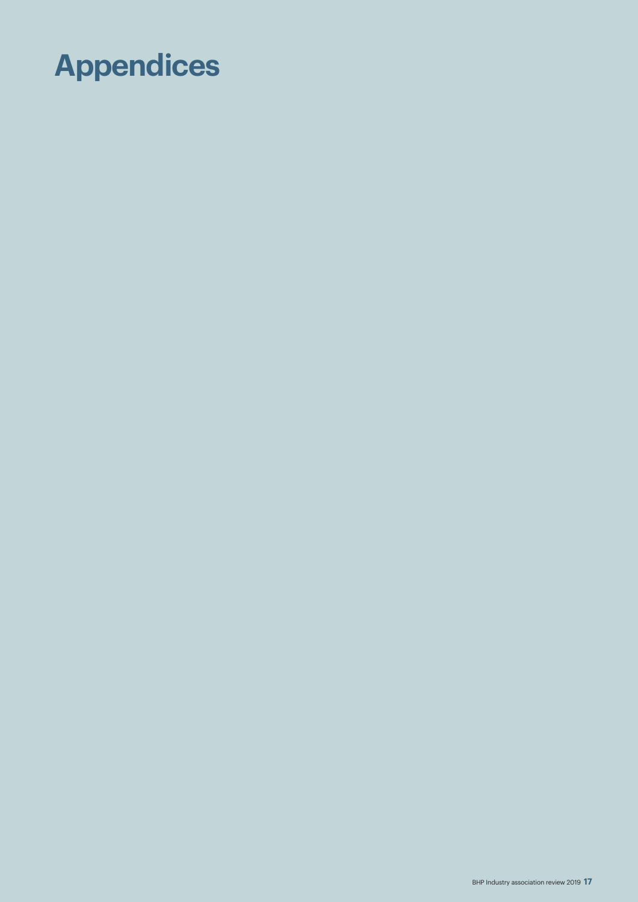# Appendices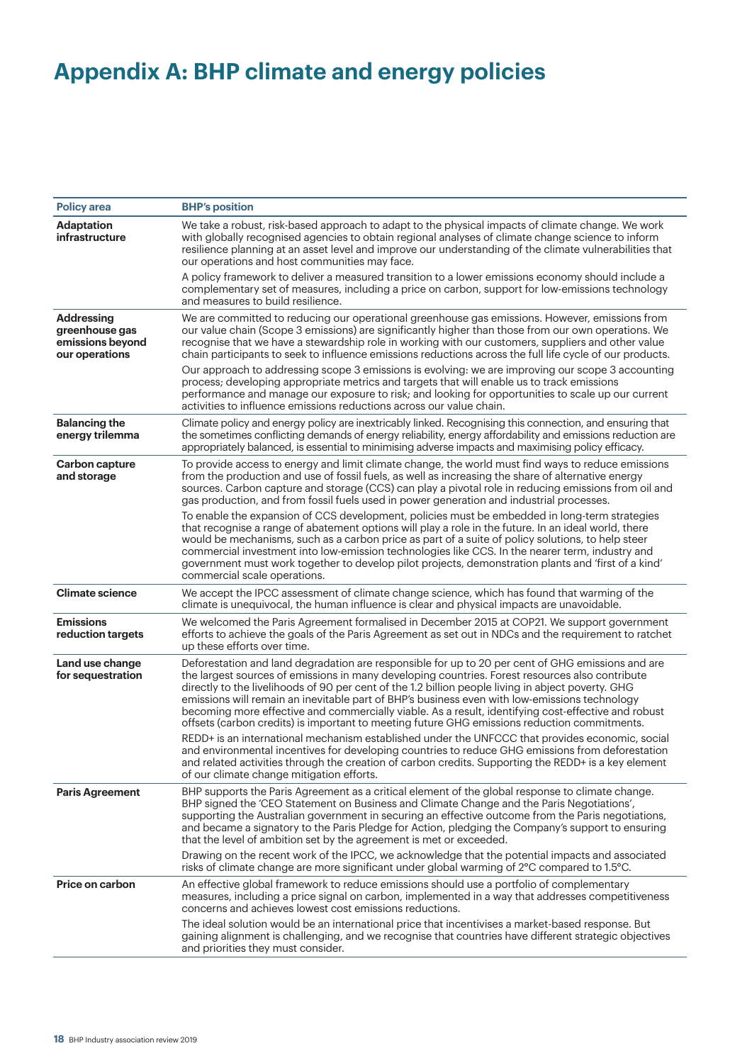# Appendix A: BHP climate and energy policies

| Policy area | BHP's position |
|---|---|
| **Adaptation infrastructure** | We take a robust, risk-based approach to adapt to the physical impacts of climate change. We work with globally recognised agencies to obtain regional analyses of climate change science to inform resilience planning at an asset level and improve our understanding of the climate vulnerabilities that our operations and host communities may face.<br><br>A policy framework to deliver a measured transition to a lower emissions economy should include a complementary set of measures, including a price on carbon, support for low-emissions technology and measures to build resilience. |
| **Addressing greenhouse gas emissions beyond our operations** | We are committed to reducing our operational greenhouse gas emissions. However, emissions from our value chain (Scope 3 emissions) are significantly higher than those from our own operations. We recognise that we have a stewardship role in working with our customers, suppliers and other value chain participants to seek to influence emissions reductions across the full life cycle of our products.<br><br>Our approach to addressing scope 3 emissions is evolving: we are improving our scope 3 accounting process; developing appropriate metrics and targets that will enable us to track emissions performance and manage our exposure to risk; and looking for opportunities to scale up our current activities to influence emissions reductions across our value chain. |
| **Balancing the energy trilemma** | Climate policy and energy policy are inextricably linked. Recognising this connection, and ensuring that the sometimes conflicting demands of energy reliability, energy affordability and emissions reduction are appropriately balanced, is essential to minimising adverse impacts and maximising policy efficacy. |
| **Carbon capture and storage** | To provide access to energy and limit climate change, the world must find ways to reduce emissions from the production and use of fossil fuels, as well as increasing the share of alternative energy sources. Carbon capture and storage (CCS) can play a pivotal role in reducing emissions from oil and gas production, and from fossil fuels used in power generation and industrial processes.<br><br>To enable the expansion of CCS development, policies must be embedded in long-term strategies that recognise a range of abatement options will play a role in the future. In an ideal world, there would be mechanisms, such as a carbon price as part of a suite of policy solutions, to help steer commercial investment into low-emission technologies like CCS. In the nearer term, industry and government must work together to develop pilot projects, demonstration plants and 'first of a kind' commercial scale operations. |
| **Climate science** | We accept the IPCC assessment of climate change science, which has found that warming of the climate is unequivocal, the human influence is clear and physical impacts are unavoidable. |
| **Emissions reduction targets** | We welcomed the Paris Agreement formalised in December 2015 at COP21. We support government efforts to achieve the goals of the Paris Agreement as set out in NDCs and the requirement to ratchet up these efforts over time. |
| **Land use change for sequestration** | Deforestation and land degradation are responsible for up to 20 per cent of GHG emissions and are the largest sources of emissions in many developing countries. Forest resources also contribute directly to the livelihoods of 90 per cent of the 1.2 billion people living in abject poverty. GHG emissions will remain an inevitable part of BHP's business even with low-emissions technology becoming more effective and commercially viable. As a result, identifying cost-effective and robust offsets (carbon credits) is important to meeting future GHG emissions reduction commitments.<br><br>REDD+ is an international mechanism established under the UNFCCC that provides economic, social and environmental incentives for developing countries to reduce GHG emissions from deforestation and related activities through the creation of carbon credits. Supporting the REDD+ is a key element of our climate change mitigation efforts. |
| **Paris Agreement** | BHP supports the Paris Agreement as a critical element of the global response to climate change. BHP signed the 'CEO Statement on Business and Climate Change and the Paris Negotiations', supporting the Australian government in securing an effective outcome from the Paris negotiations, and became a signatory to the Paris Pledge for Action, pledging the Company's support to ensuring that the level of ambition set by the agreement is met or exceeded.<br><br>Drawing on the recent work of the IPCC, we acknowledge that the potential impacts and associated risks of climate change are more significant under global warming of 2°C compared to 1.5°C. |
| **Price on carbon** | An effective global framework to reduce emissions should use a portfolio of complementary measures, including a price signal on carbon, implemented in a way that addresses competitiveness concerns and achieves lowest cost emissions reductions.<br><br>The ideal solution would be an international price that incentivises a market-based response. But gaining alignment is challenging, and we recognise that countries have different strategic objectives and priorities they must consider. |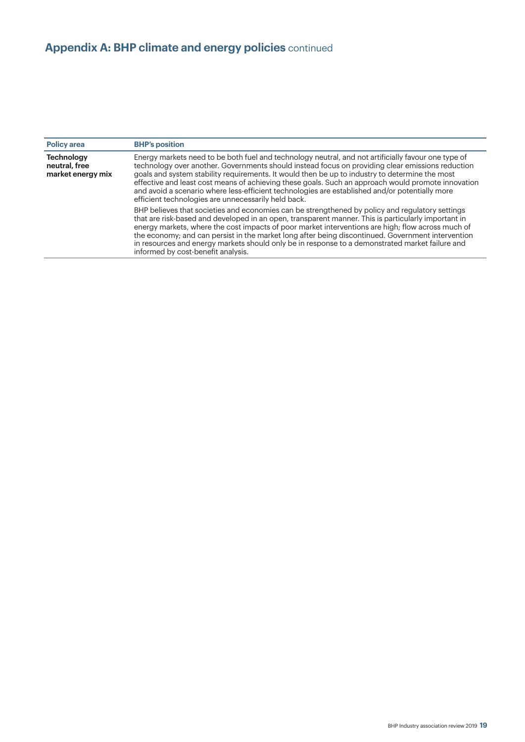## Appendix A: BHP climate and energy policies continued

| Policy area | BHP's position |
|---|---|
| **Technology neutral, free market energy mix** | Energy markets need to be both fuel and technology neutral, and not artificially favour one type of technology over another. Governments should instead focus on providing clear emissions reduction goals and system stability requirements. It would then be up to industry to determine the most effective and least cost means of achieving these goals. Such an approach would promote innovation and avoid a scenario where less-efficient technologies are established and/or potentially more efficient technologies are unnecessarily held back.<br><br>BHP believes that societies and economies can be strengthened by policy and regulatory settings that are risk-based and developed in an open, transparent manner. This is particularly important in energy markets, where the cost impacts of poor market interventions are high; flow across much of the economy; and can persist in the market long after being discontinued. Government intervention in resources and energy markets should only be in response to a demonstrated market failure and informed by cost-benefit analysis. |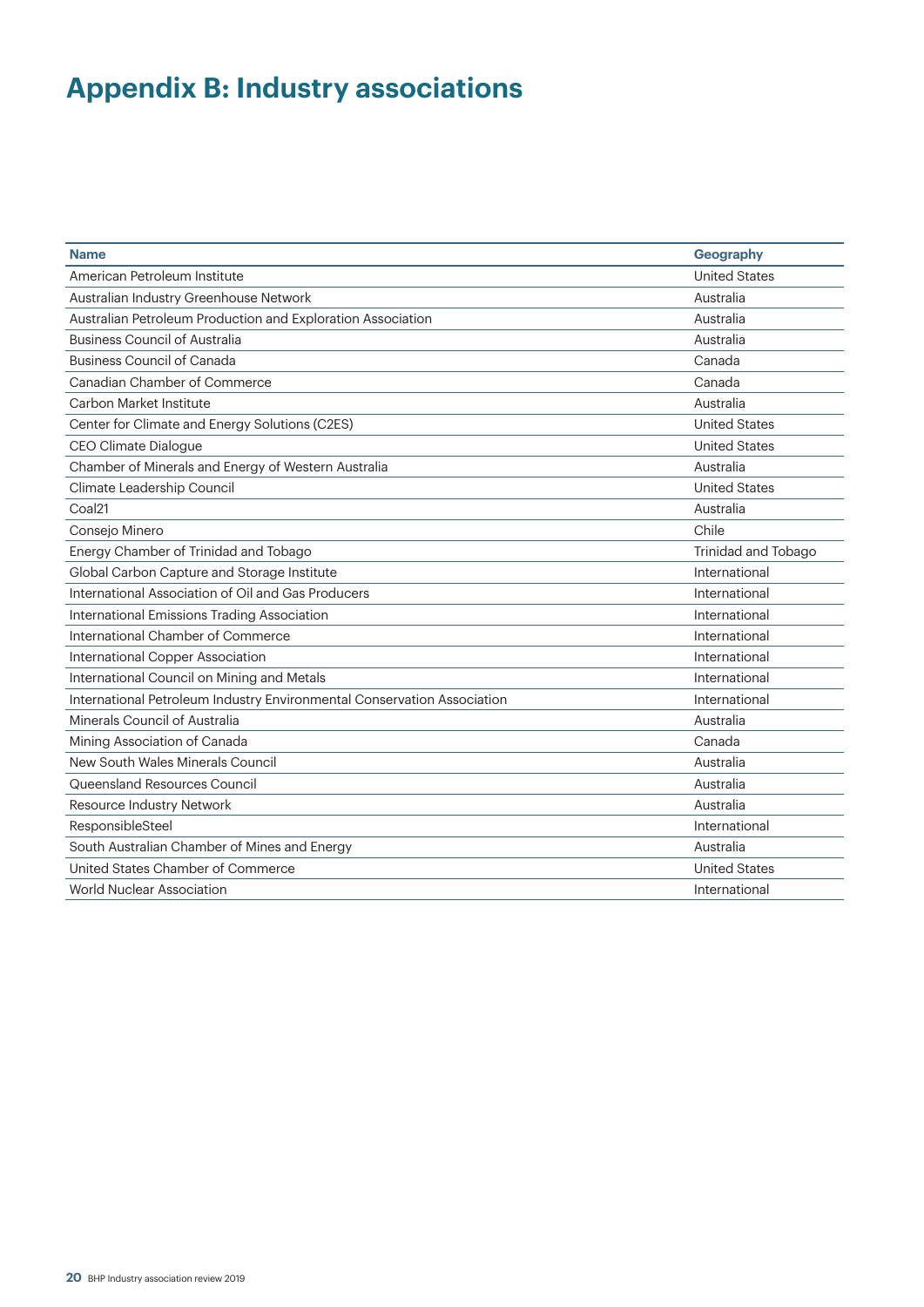# Appendix B: Industry associations

| Name | Geography |
|---|---|
| American Petroleum Institute | United States |
| Australian Industry Greenhouse Network | Australia |
| Australian Petroleum Production and Exploration Association | Australia |
| Business Council of Australia | Australia |
| Business Council of Canada | Canada |
| Canadian Chamber of Commerce | Canada |
| Carbon Market Institute | Australia |
| Center for Climate and Energy Solutions (C2ES) | United States |
| CEO Climate Dialogue | United States |
| Chamber of Minerals and Energy of Western Australia | Australia |
| Climate Leadership Council | United States |
| Coal21 | Australia |
| Consejo Minero | Chile |
| Energy Chamber of Trinidad and Tobago | Trinidad and Tobago |
| Global Carbon Capture and Storage Institute | International |
| International Association of Oil and Gas Producers | International |
| International Emissions Trading Association | International |
| International Chamber of Commerce | International |
| International Copper Association | International |
| International Council on Mining and Metals | International |
| International Petroleum Industry Environmental Conservation Association | International |
| Minerals Council of Australia | Australia |
| Mining Association of Canada | Canada |
| New South Wales Minerals Council | Australia |
| Queensland Resources Council | Australia |
| Resource Industry Network | Australia |
| ResponsibleSteel | International |
| South Australian Chamber of Mines and Energy | Australia |
| United States Chamber of Commerce | United States |
| World Nuclear Association | International |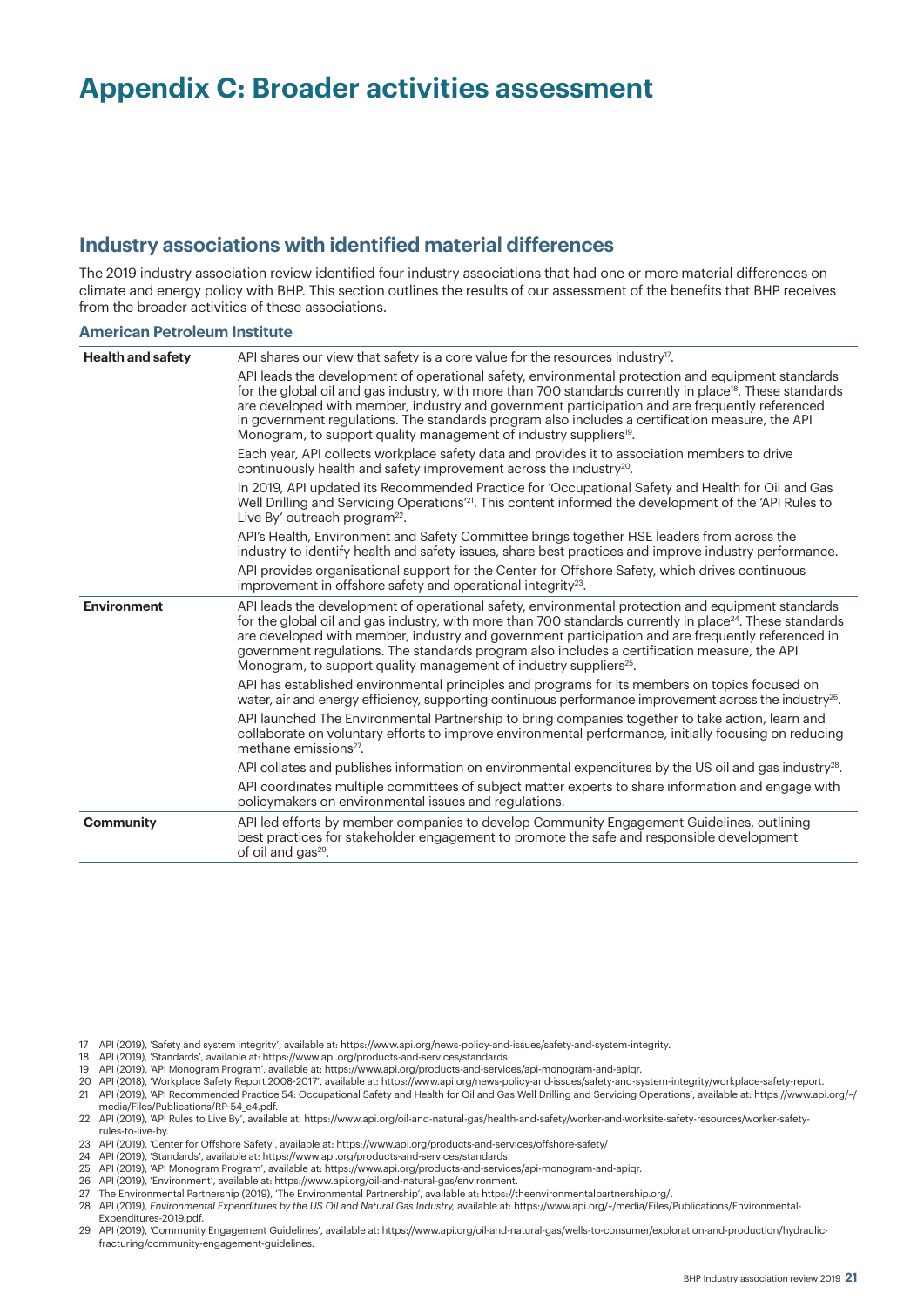# Appendix C: Broader activities assessment

## Industry associations with identified material differences

The 2019 industry association review identified four industry associations that had one or more material differences on climate and energy policy with BHP. This section outlines the results of our assessment of the benefits that BHP receives from the broader activities of these associations.

### American Petroleum Institute

| | |
|---|---|
| **Health and safety** | API shares our view that safety is a core value for the resources industry[17].<br><br>API leads the development of operational safety, environmental protection and equipment standards for the global oil and gas industry, with more than 700 standards currently in place[18]. These standards are developed with member, industry and government participation and are frequently referenced in government regulations. The standards program also includes a certification measure, the API Monogram, to support quality management of industry suppliers[19].<br><br>Each year, API collects workplace safety data and provides it to association members to drive continuously health and safety improvement across the industry[20].<br><br>In 2019, API updated its Recommended Practice for 'Occupational Safety and Health for Oil and Gas Well Drilling and Servicing Operations'[21]. This content informed the development of the 'API Rules to Live By' outreach program[22].<br><br>API's Health, Environment and Safety Committee brings together HSE leaders from across the industry to identify health and safety issues, share best practices and improve industry performance.<br><br>API provides organisational support for the Center for Offshore Safety, which drives continuous improvement in offshore safety and operational integrity[23]. |
| **Environment** | API leads the development of operational safety, environmental protection and equipment standards for the global oil and gas industry, with more than 700 standards currently in place[24]. These standards are developed with member, industry and government participation and are frequently referenced in government regulations. The standards program also includes a certification measure, the API Monogram, to support quality management of industry suppliers[25].<br><br>API has established environmental principles and programs for its members on topics focused on water, air and energy efficiency, supporting continuous performance improvement across the industry[26].<br><br>API launched The Environmental Partnership to bring companies together to take action, learn and collaborate on voluntary efforts to improve environmental performance, initially focusing on reducing methane emissions[27].<br><br>API collates and publishes information on environmental expenditures by the US oil and gas industry[28].<br><br>API coordinates multiple committees of subject matter experts to share information and engage with policymakers on environmental issues and regulations. |
| **Community** | API led efforts by member companies to develop Community Engagement Guidelines, outlining best practices for stakeholder engagement to promote the safe and responsible development of oil and gas[29]. |

17 API (2019), 'Safety and system integrity', available at: https://www.api.org/news-policy-and-issues/safety-and-system-integrity.
18 API (2019), 'Standards', available at: https://www.api.org/products-and-services/standards.
19 API (2019), 'API Monogram Program', available at: https://www.api.org/products-and-services/api-monogram-and-apiqr.
20 API (2018), 'Workplace Safety Report 2008-2017', available at: https://www.api.org/news-policy-and-issues/safety-and-system-integrity/workplace-safety-report.
21 API (2019), 'API Recommended Practice 54: Occupational Safety and Health for Oil and Gas Well Drilling and Servicing Operations', available at: https://www.api.org/-/media/Files/Publications/RP-54_e4.pdf.
22 API (2019), 'API Rules to Live By', available at: https://www.api.org/oil-and-natural-gas/health-and-safety/worker-and-worksite-safety-resources/worker-safety-rules-to-live-by.
23 API (2019), 'Center for Offshore Safety', available at: https://www.api.org/products-and-services/offshore-safety/
24 API (2019), 'Standards', available at: https://www.api.org/products-and-services/standards.
25 API (2019), 'API Monogram Program', available at: https://www.api.org/products-and-services/api-monogram-and-apiqr.
26 API (2019), 'Environment', available at: https://www.api.org/oil-and-natural-gas/environment.
27 The Environmental Partnership (2019), 'The Environmental Partnership', available at: https://theenvironmentalpartnership.org/.
28 API (2019), *Environmental Expenditures by the US Oil and Natural Gas Industry,* available at: https://www.api.org/~/media/Files/Publications/Environmental-Expenditures-2019.pdf.
29 API (2019), 'Community Engagement Guidelines', available at: https://www.api.org/oil-and-natural-gas/wells-to-consumer/exploration-and-production/hydraulic-fracturing/community-engagement-guidelines.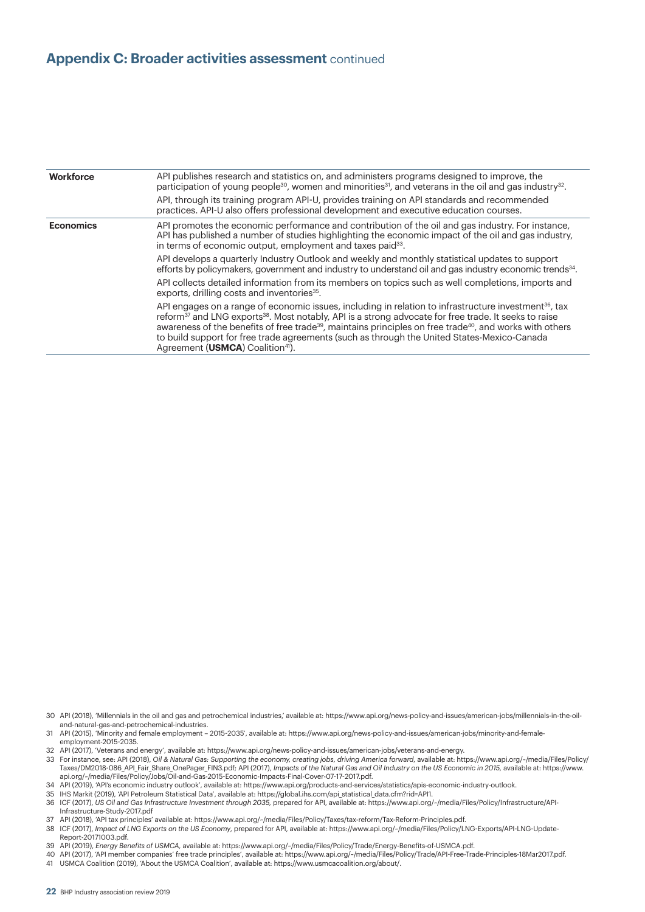## Appendix C: Broader activities assessment continued

| | |
|---|---|
| **Workforce** | API publishes research and statistics on, and administers programs designed to improve, the participation of young people[30], women and minorities[31], and veterans in the oil and gas industry[32].<br><br>API, through its training program API-U, provides training on API standards and recommended practices. API-U also offers professional development and executive education courses. |
| **Economics** | API promotes the economic performance and contribution of the oil and gas industry. For instance, API has published a number of studies highlighting the economic impact of the oil and gas industry, in terms of economic output, employment and taxes paid[33].<br><br>API develops a quarterly Industry Outlook and weekly and monthly statistical updates to support efforts by policymakers, government and industry to understand oil and gas industry economic trends[34].<br><br>API collects detailed information from its members on topics such as well completions, imports and exports, drilling costs and inventories[35].<br><br>API engages on a range of economic issues, including in relation to infrastructure investment[36], tax reform[37] and LNG exports[38]. Most notably, API is a strong advocate for free trade. It seeks to raise awareness of the benefits of free trade[39], maintains principles on free trade[40], and works with others to build support for free trade agreements (such as through the United States-Mexico-Canada Agreement (**USMCA**) Coalition[41]). |

30 API (2018), 'Millennials in the oil and gas and petrochemical industries,' available at: https://www.api.org/news-policy-and-issues/american-jobs/millennials-in-the-oil-and-natural-gas-and-petrochemical-industries.

31 API (2015), 'Minority and female employment – 2015-2035', available at: https://www.api.org/news-policy-and-issues/american-jobs/minority-and-female-employment-2015-2035.

32 API (2017), 'Veterans and energy', available at: https://www.api.org/news-policy-and-issues/american-jobs/veterans-and-energy.

33 For instance, see: API (2018), *Oil & Natural Gas: Supporting the economy, creating jobs, driving America forward*, available at: https://www.api.org/~/media/Files/Policy/Taxes/DM2018-086_API_Fair_Share_OnePager_FIN3.pdf; API (2017), *Impacts of the Natural Gas and Oil Industry on the US Economic in 2015*, available at: https://www.api.org/~/media/Files/Policy/Jobs/Oil-and-Gas-2015-Economic-Impacts-Final-Cover-07-17-2017.pdf.

34 API (2019), 'API's economic industry outlook', available at: https://www.api.org/products-and-services/statistics/apis-economic-industry-outlook.

35 IHS Markit (2019), 'API Petroleum Statistical Data', available at: https://global.ihs.com/api_statistical_data.cfm?rid=API1.

36 ICF (2017), *US Oil and Gas Infrastructure Investment through 2035*, prepared for API, available at: https://www.api.org/~/media/Files/Policy/Infrastructure/API-Infrastructure-Study-2017.pdf

37 API (2018), 'API tax principles' available at: https://www.api.org/~/media/Files/Policy/Taxes/tax-reform/Tax-Reform-Principles.pdf.

38 ICF (2017), *Impact of LNG Exports on the US Economy*, prepared for API, available at: https://www.api.org/~/media/Files/Policy/LNG-Exports/API-LNG-Update-Report-20171003.pdf.

39 API (2019), *Energy Benefits of USMCA*, available at: https://www.api.org/~/media/Files/Policy/Trade/Energy-Benefits-of-USMCA.pdf.

40 API (2017), 'API member companies' free trade principles', available at: https://www.api.org/~/media/Files/Policy/Trade/API-Free-Trade-Principles-18Mar2017.pdf.

41 USMCA Coalition (2019), 'About the USMCA Coalition', available at: https://www.usmcacoalition.org/about/.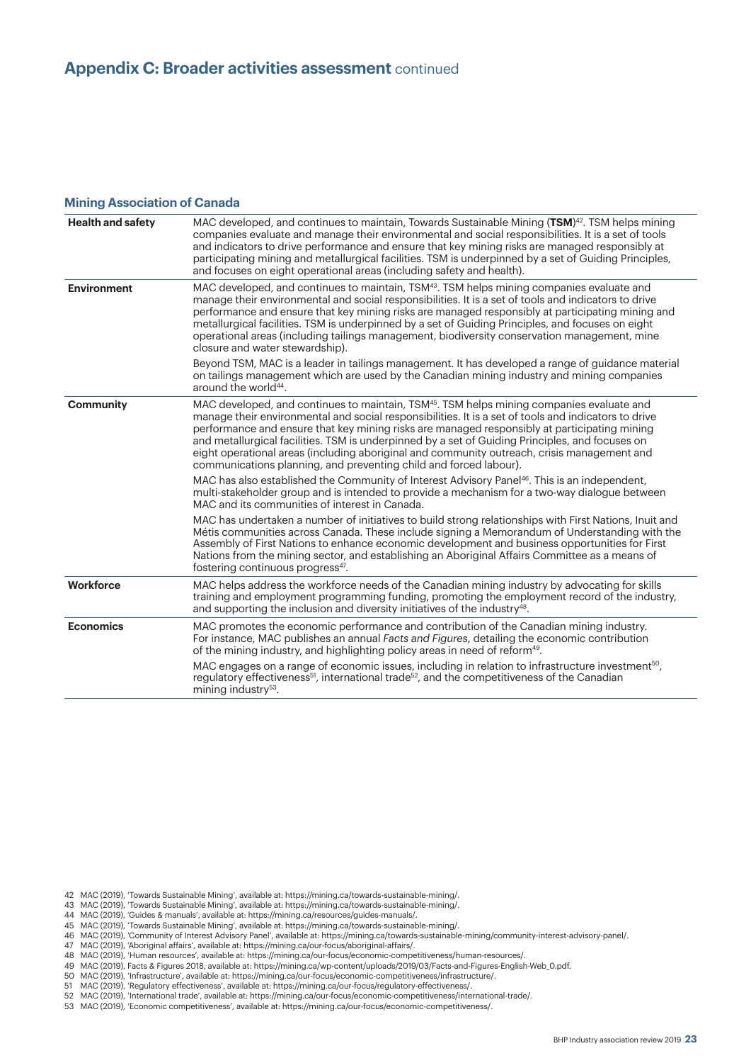## Appendix C: Broader activities assessment continued

### Mining Association of Canada

| | |
|---|---|
| **Health and safety** | MAC developed, and continues to maintain, Towards Sustainable Mining (**TSM**)[42]. TSM helps mining companies evaluate and manage their environmental and social responsibilities. It is a set of tools and indicators to drive performance and ensure that key mining risks are managed responsibly at participating mining and metallurgical facilities. TSM is underpinned by a set of Guiding Principles, and focuses on eight operational areas (including safety and health). |
| **Environment** | MAC developed, and continues to maintain, TSM[43]. TSM helps mining companies evaluate and manage their environmental and social responsibilities. It is a set of tools and indicators to drive performance and ensure that key mining risks are managed responsibly at participating mining and metallurgical facilities. TSM is underpinned by a set of Guiding Principles, and focuses on eight operational areas (including tailings management, biodiversity conservation management, mine closure and water stewardship).<br><br>Beyond TSM, MAC is a leader in tailings management. It has developed a range of guidance material on tailings management which are used by the Canadian mining industry and mining companies around the world[44]. |
| **Community** | MAC developed, and continues to maintain, TSM[45]. TSM helps mining companies evaluate and manage their environmental and social responsibilities. It is a set of tools and indicators to drive performance and ensure that key mining risks are managed responsibly at participating mining and metallurgical facilities. TSM is underpinned by a set of Guiding Principles, and focuses on eight operational areas (including aboriginal and community outreach, crisis management and communications planning, and preventing child and forced labour).<br><br>MAC has also established the Community of Interest Advisory Panel[46]. This is an independent, multi-stakeholder group and is intended to provide a mechanism for a two-way dialogue between MAC and its communities of interest in Canada.<br><br>MAC has undertaken a number of initiatives to build strong relationships with First Nations, Inuit and Métis communities across Canada. These include signing a Memorandum of Understanding with the Assembly of First Nations to enhance economic development and business opportunities for First Nations from the mining sector, and establishing an Aboriginal Affairs Committee as a means of fostering continuous progress[47]. |
| **Workforce** | MAC helps address the workforce needs of the Canadian mining industry by advocating for skills training and employment programming funding, promoting the employment record of the industry, and supporting the inclusion and diversity initiatives of the industry[48]. |
| **Economics** | MAC promotes the economic performance and contribution of the Canadian mining industry. For instance, MAC publishes an annual *Facts and Figures*, detailing the economic contribution of the mining industry, and highlighting policy areas in need of reform[49].<br><br>MAC engages on a range of economic issues, including in relation to infrastructure investment[50], regulatory effectiveness[51], international trade[52], and the competitiveness of the Canadian mining industry[53]. |

42 MAC (2019), 'Towards Sustainable Mining', available at: https://mining.ca/towards-sustainable-mining/.
43 MAC (2019), 'Towards Sustainable Mining', available at: https://mining.ca/towards-sustainable-mining/.
44 MAC (2019), 'Guides & manuals', available at: https://mining.ca/resources/guides-manuals/.
45 MAC (2019), 'Towards Sustainable Mining', available at: https://mining.ca/towards-sustainable-mining/.
46 MAC (2019), 'Community of Interest Advisory Panel', available at: https://mining.ca/towards-sustainable-mining/community-interest-advisory-panel/.
47 MAC (2019), 'Aboriginal affairs', available at: https://mining.ca/our-focus/aboriginal-affairs/.
48 MAC (2019), 'Human resources', available at: https://mining.ca/our-focus/economic-competitiveness/human-resources/.
49 MAC (2019), Facts & Figures 2018, available at: https://mining.ca/wp-content/uploads/2019/03/Facts-and-Figures-English-Web_0.pdf.
50 MAC (2019), 'Infrastructure', available at: https://mining.ca/our-focus/economic-competitiveness/infrastructure/.
51 MAC (2019), 'Regulatory effectiveness', available at: https://mining.ca/our-focus/regulatory-effectiveness/.
52 MAC (2019), 'International trade', available at: https://mining.ca/our-focus/economic-competitiveness/international-trade/.
53 MAC (2019), 'Economic competitiveness', available at: https://mining.ca/our-focus/economic-competitiveness/.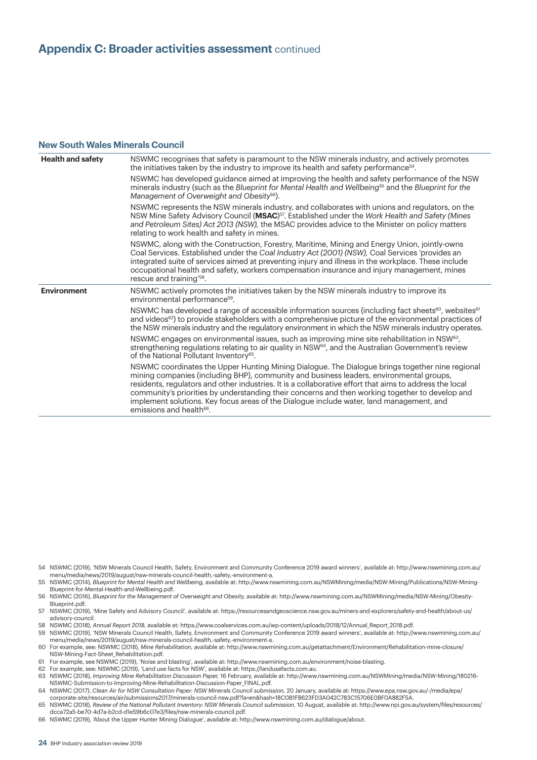## Appendix C: Broader activities assessment continued

### New South Wales Minerals Council

| | |
|---|---|
| **Health and safety** | NSWMC recognises that safety is paramount to the NSW minerals industry, and actively promotes the initiatives taken by the industry to improve its health and safety performance[54]. <br><br> NSWMC has developed guidance aimed at improving the health and safety performance of the NSW minerals industry (such as the *Blueprint for Mental Health and Wellbeing*[55] and the *Blueprint for the Management of Overweight and Obesity*[56]). <br><br> NSWMC represents the NSW minerals industry, and collaborates with unions and regulators, on the NSW Mine Safety Advisory Council (**MSAC**)[57]. Established under the *Work Health and Safety (Mines and Petroleum Sites) Act 2013 (NSW)*, the MSAC provides advice to the Minister on policy matters relating to work health and safety in mines. <br><br> NSWMC, along with the Construction, Forestry, Maritime, Mining and Energy Union, jointly-owns Coal Services. Established under the *Coal Industry Act (2001) (NSW)*, Coal Services 'provides an integrated suite of services aimed at preventing injury and illness in the workplace. These include occupational health and safety, workers compensation insurance and injury management, mines rescue and training'[58]. |
| **Environment** | NSWMC actively promotes the initiatives taken by the NSW minerals industry to improve its environmental performance[59]. <br><br> NSWMC has developed a range of accessible information sources (including fact sheets[60], websites[61] and videos[62]) to provide stakeholders with a comprehensive picture of the environmental practices of the NSW minerals industry and the regulatory environment in which the NSW minerals industry operates. <br><br> NSWMC engages on environmental issues, such as improving mine site rehabilitation in NSW[63], strengthening regulations relating to air quality in NSW[64], and the Australian Government's review of the National Pollutant Inventory[65]. <br><br> NSWMC coordinates the Upper Hunting Mining Dialogue. The Dialogue brings together nine regional mining companies (including BHP), community and business leaders, environmental groups, residents, regulators and other industries. It is a collaborative effort that aims to address the local community's priorities by understanding their concerns and then working together to develop and implement solutions. Key focus areas of the Dialogue include water, land management, and emissions and health[66]. |

54 NSWMC (2019), 'NSW Minerals Council Health, Safety, Environment and Community Conference 2019 award winners', available at: http://www.nswmining.com.au/menu/media/news/2019/august/nsw-minerals-council-health,-safety,-environment-a.
55 NSWMC (2014), *Blueprint for Mental Health and Wellbeing*, available at: http://www.nswmining.com.au/NSWMining/media/NSW-Mining/Publications/NSW-Mining-Blueprint-for-Mental-Health-and-Wellbeing.pdf.
56 NSWMC (2016), *Blueprint for the Management of Overweight and Obesity*, available at: http://www.nswmining.com.au/NSWMining/media/NSW-Mining/Obesity-Blueprint.pdf.
57 NSWMC (2019), 'Mine Safety and Advisory Council', available at: https://resourcesandgeoscience.nsw.gov.au/miners-and-explorers/safety-and-health/about-us/advisory-council.
58 NSWMC (2018), *Annual Report 2018*, available at: https://www.coalservices.com.au/wp-content/uploads/2018/12/Annual_Report_2018.pdf.
59 NSWMC (2019), 'NSW Minerals Council Health, Safety, Environment and Community Conference 2019 award winners', available at: http://www.nswmining.com.au/menu/media/news/2019/august/nsw-minerals-council-health,-safety,-environment-a.
60 For example, see: NSWMC (2018), *Mine Rehabilitation*, available at: http://www.nswmining.com.au/getattachment/Environment/Rehabilitation-mine-closure/NSW-Mining-Fact-Sheet_Rehabilitation.pdf.
61 For example, see NSWMC (2019), 'Noise and blasting', available at: http://www.nswmining.com.au/environment/noise-blasting.
62 For example, see: NSWMC (2019), 'Land use facts for NSW', available at: https://landusefacts.com.au.
63 NSWMC (2018), *Improving Mine Rehabilitation Discussion Paper*, 16 February, available at: http://www.nswmining.com.au/NSWMining/media/NSW-Mining/180216-NSWMC-Submission-to-Improving-Mine-Rehabilitation-Discussion-Paper_FINAL.pdf.
64 NSWMC (2017), *Clean Air for NSW Consultation Paper: NSW Minerals Council submission*, 20 January, available at: https://www.epa.nsw.gov.au/-/media/epa/corporate-site/resources/air/submissions2017/minerals-council-nsw.pdf?la=en&hash=18C0B1FB623FD3A042C783C15706E0BF0A882F5A.
65 NSWMC (2018), *Review of the National Pollutant Inventory: NSW Minerals Council submission*, 10 August, available at: http://www.npi.gov.au/system/files/resources/dcca72a5-be70-4d7a-b2cd-d1e59b6c07e3/files/nsw-minerals-council.pdf.
66 NSWMC (2019), 'About the Upper Hunter Mining Dialogue', available at: http://www.nswmining.com.au/dialogue/about.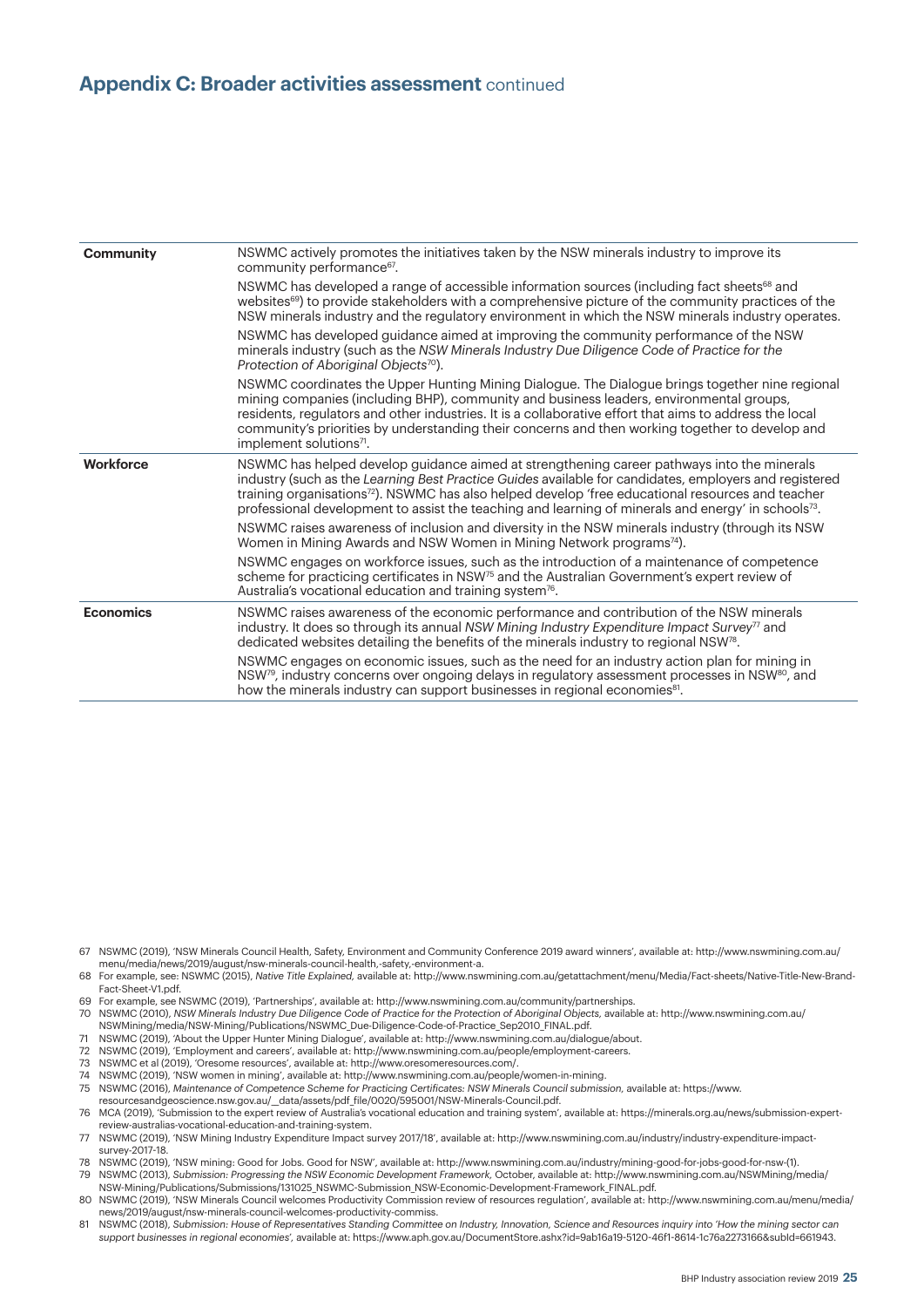## **Appendix C: Broader activities assessment** continued

| | |
|---|---|
| **Community** | NSWMC actively promotes the initiatives taken by the NSW minerals industry to improve its community performance[67].<br><br>NSWMC has developed a range of accessible information sources (including fact sheets[68] and websites[69]) to provide stakeholders with a comprehensive picture of the community practices of the NSW minerals industry and the regulatory environment in which the NSW minerals industry operates.<br><br>NSWMC has developed guidance aimed at improving the community performance of the NSW minerals industry (such as the *NSW Minerals Industry Due Diligence Code of Practice for the Protection of Aboriginal Objects*[70]).<br><br>NSWMC coordinates the Upper Hunting Mining Dialogue. The Dialogue brings together nine regional mining companies (including BHP), community and business leaders, environmental groups, residents, regulators and other industries. It is a collaborative effort that aims to address the local community's priorities by understanding their concerns and then working together to develop and implement solutions[71]. |
| **Workforce** | NSWMC has helped develop guidance aimed at strengthening career pathways into the minerals industry (such as the *Learning Best Practice Guides* available for candidates, employers and registered training organisations[72]). NSWMC has also helped develop 'free educational resources and teacher professional development to assist the teaching and learning of minerals and energy' in schools[73].<br><br>NSWMC raises awareness of inclusion and diversity in the NSW minerals industry (through its NSW Women in Mining Awards and NSW Women in Mining Network programs[74]).<br><br>NSWMC engages on workforce issues, such as the introduction of a maintenance of competence scheme for practicing certificates in NSW[75] and the Australian Government's expert review of Australia's vocational education and training system[76]. |
| **Economics** | NSWMC raises awareness of the economic performance and contribution of the NSW minerals industry. It does so through its annual *NSW Mining Industry Expenditure Impact Survey*[77] and dedicated websites detailing the benefits of the minerals industry to regional NSW[78].<br><br>NSWMC engages on economic issues, such as the need for an industry action plan for mining in NSW[79], industry concerns over ongoing delays in regulatory assessment processes in NSW[80], and how the minerals industry can support businesses in regional economies[81]. |

67 NSWMC (2019), 'NSW Minerals Council Health, Safety, Environment and Community Conference 2019 award winners', available at: http://www.nswmining.com.au/menu/media/news/2019/august/nsw-minerals-council-health,-safety,-environment-a.

68 For example, see: NSWMC (2015), *Native Title Explained*, available at: http://www.nswmining.com.au/getattachment/menu/Media/Fact-sheets/Native-Title-New-Brand-Fact-Sheet-V1.pdf.

69 For example, see NSWMC (2019), 'Partnerships', available at: http://www.nswmining.com.au/community/partnerships.

70 NSWMC (2010), *NSW Minerals Industry Due Diligence Code of Practice for the Protection of Aboriginal Objects*, available at: http://www.nswmining.com.au/NSWMining/media/NSW-Mining/Publications/NSWMC_Due-Diligence-Code-of-Practice_Sep2010_FINAL.pdf.

71 NSWMC (2019), 'About the Upper Hunter Mining Dialogue', available at: http://www.nswmining.com.au/dialogue/about.

72 NSWMC (2019), 'Employment and careers', available at: http://www.nswmining.com.au/people/employment-careers.

73 NSWMC et al (2019), 'Oresome resources', available at: http://www.oresomeresources.com/.

74 NSWMC (2019), 'NSW women in mining', available at: http://www.nswmining.com.au/people/women-in-mining.

75 NSWMC (2016), *Maintenance of Competence Scheme for Practicing Certificates: NSW Minerals Council submission*, available at: https://www.resourcesandgeoscience.nsw.gov.au/__data/assets/pdf_file/0020/595001/NSW-Minerals-Council.pdf.

76 MCA (2019), 'Submission to the expert review of Australia's vocational education and training system', available at: https://minerals.org.au/news/submission-expert-review-australias-vocational-education-and-training-system.

77 NSWMC (2019), 'NSW Mining Industry Expenditure Impact survey 2017/18', available at: http://www.nswmining.com.au/industry/industry-expenditure-impact-survey-2017-18.

78 NSWMC (2019), 'NSW mining: Good for Jobs. Good for NSW', available at: http://www.nswmining.com.au/industry/mining-good-for-jobs-good-for-nsw-(1).

79 NSWMC (2013), *Submission: Progressing the NSW Economic Development Framework*, October, available at: http://www.nswmining.com.au/NSWMining/media/NSW-Mining/Publications/Submissions/131025_NSWMC-Submission_NSW-Economic-Development-Framework_FINAL.pdf.

80 NSWMC (2019), 'NSW Minerals Council welcomes Productivity Commission review of resources regulation', available at: http://www.nswmining.com.au/menu/media/news/2019/august/nsw-minerals-council-welcomes-productivity-commiss.

81 NSWMC (2018), *Submission: House of Representatives Standing Committee on Industry, Innovation, Science and Resources inquiry into 'How the mining sector can support businesses in regional economies'*, available at: https://www.aph.gov.au/DocumentStore.ashx?id=9ab16a19-5120-46f1-8614-1c76a2273166&subId=661943.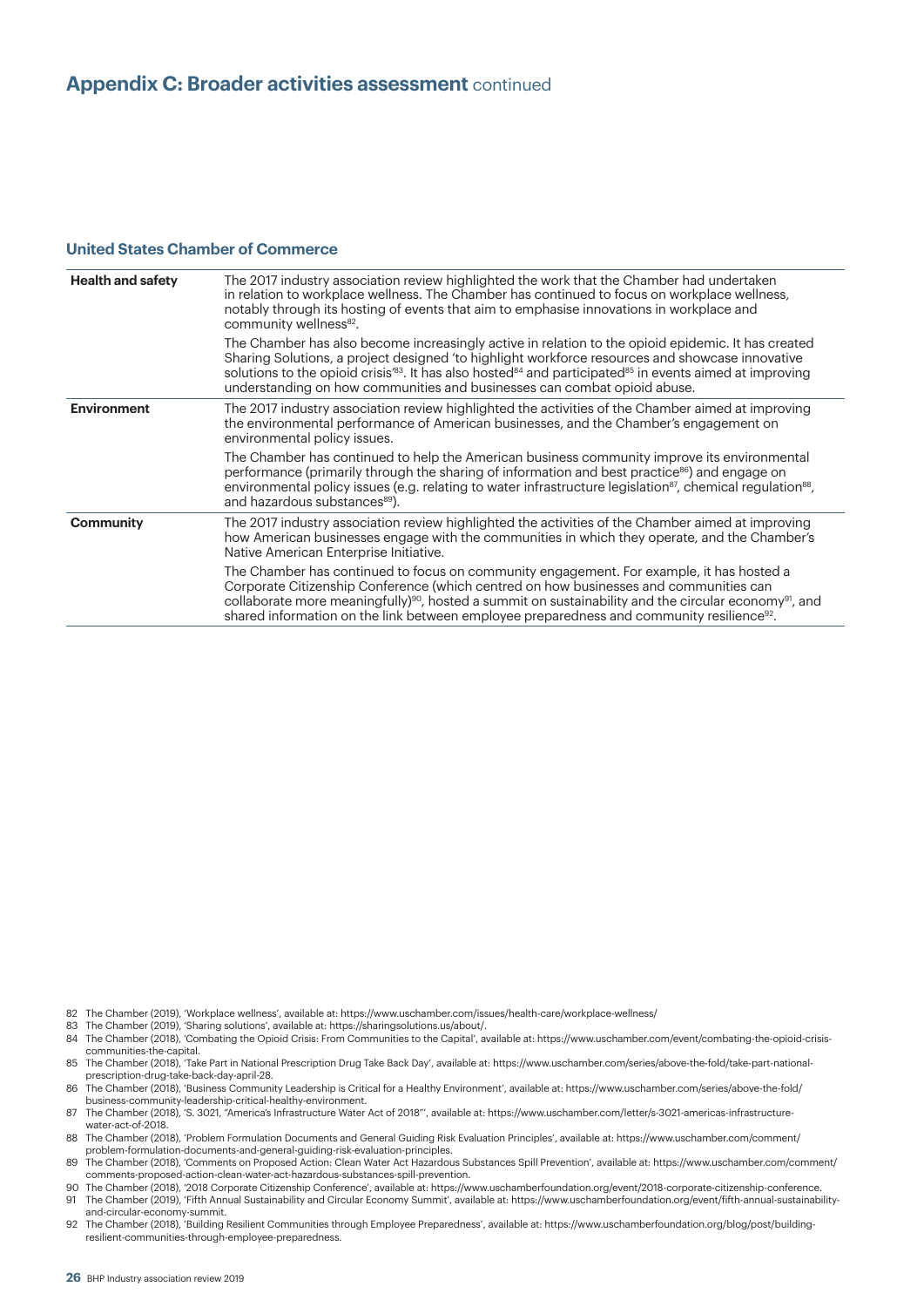## Appendix C: Broader activities assessment continued

### United States Chamber of Commerce

| | |
|---|---|
| **Health and safety** | The 2017 industry association review highlighted the work that the Chamber had undertaken in relation to workplace wellness. The Chamber has continued to focus on workplace wellness, notably through its hosting of events that aim to emphasise innovations in workplace and community wellness[82].<br><br>The Chamber has also become increasingly active in relation to the opioid epidemic. It has created Sharing Solutions, a project designed 'to highlight workforce resources and showcase innovative solutions to the opioid crisis'[83]. It has also hosted[84] and participated[85] in events aimed at improving understanding on how communities and businesses can combat opioid abuse. |
| **Environment** | The 2017 industry association review highlighted the activities of the Chamber aimed at improving the environmental performance of American businesses, and the Chamber's engagement on environmental policy issues.<br><br>The Chamber has continued to help the American business community improve its environmental performance (primarily through the sharing of information and best practice[86]) and engage on environmental policy issues (e.g. relating to water infrastructure legislation[87], chemical regulation[88], and hazardous substances[89]). |
| **Community** | The 2017 industry association review highlighted the activities of the Chamber aimed at improving how American businesses engage with the communities in which they operate, and the Chamber's Native American Enterprise Initiative.<br><br>The Chamber has continued to focus on community engagement. For example, it has hosted a Corporate Citizenship Conference (which centred on how businesses and communities can collaborate more meaningfully)[90], hosted a summit on sustainability and the circular economy[91], and shared information on the link between employee preparedness and community resilience[92]. |

82 The Chamber (2019), 'Workplace wellness', available at: https://www.uschamber.com/issues/health-care/workplace-wellness/

83 The Chamber (2019), 'Sharing solutions', available at: https://sharingsolutions.us/about/.

84 The Chamber (2018), 'Combating the Opioid Crisis: From Communities to the Capital', available at: https://www.uschamber.com/event/combating-the-opioid-crisis-communities-the-capital.

85 The Chamber (2018), 'Take Part in National Prescription Drug Take Back Day', available at: https://www.uschamber.com/series/above-the-fold/take-part-national-prescription-drug-take-back-day-april-28.

86 The Chamber (2018), 'Business Community Leadership is Critical for a Healthy Environment', available at: https://www.uschamber.com/series/above-the-fold/business-community-leadership-critical-healthy-environment.

87 The Chamber (2018), 'S. 3021, "America's Infrastructure Water Act of 2018"', available at: https://www.uschamber.com/letter/s-3021-americas-infrastructure-water-act-of-2018.

88 The Chamber (2018), 'Problem Formulation Documents and General Guiding Risk Evaluation Principles', available at: https://www.uschamber.com/comment/problem-formulation-documents-and-general-guiding-risk-evaluation-principles.

89 The Chamber (2018), 'Comments on Proposed Action: Clean Water Act Hazardous Substances Spill Prevention', available at: https://www.uschamber.com/comment/comments-proposed-action-clean-water-act-hazardous-substances-spill-prevention.

90 The Chamber (2018), '2018 Corporate Citizenship Conference', available at: https://www.uschamberfoundation.org/event/2018-corporate-citizenship-conference.

91 The Chamber (2019), 'Fifth Annual Sustainability and Circular Economy Summit', available at: https://www.uschamberfoundation.org/event/fifth-annual-sustainability-and-circular-economy-summit.

92 The Chamber (2018), 'Building Resilient Communities through Employee Preparedness', available at: https://www.uschamberfoundation.org/blog/post/building-resilient-communities-through-employee-preparedness.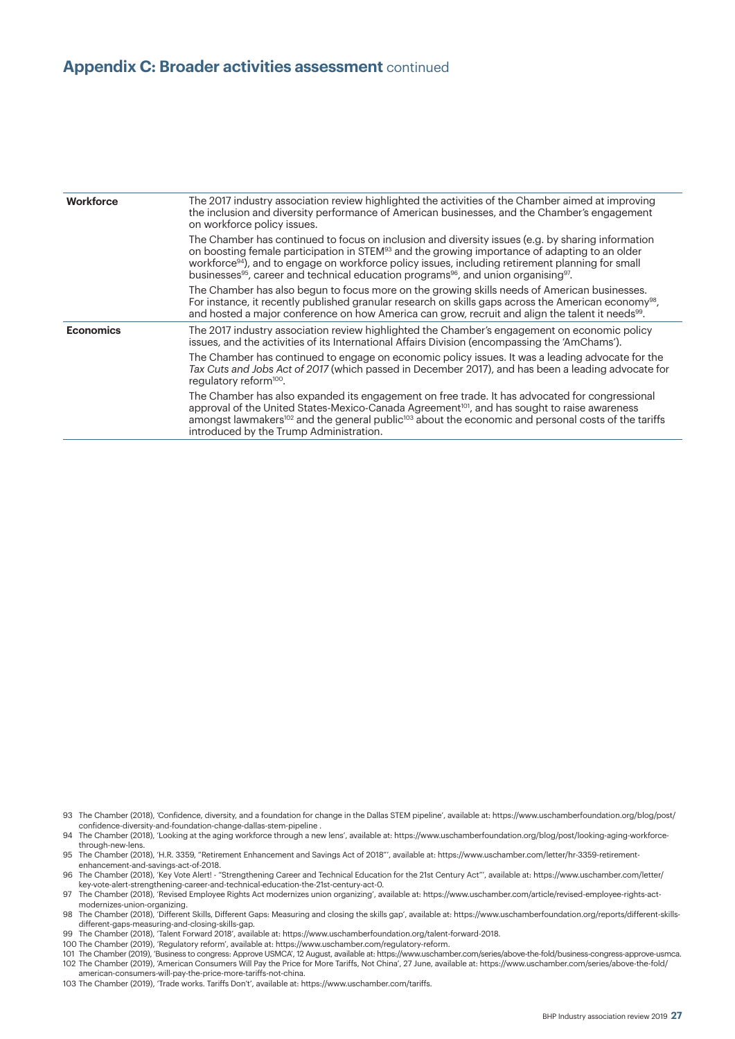## Appendix C: Broader activities assessment continued

| | |
|---|---|
| **Workforce** | The 2017 industry association review highlighted the activities of the Chamber aimed at improving the inclusion and diversity performance of American businesses, and the Chamber's engagement on workforce policy issues.<br><br>The Chamber has continued to focus on inclusion and diversity issues (e.g. by sharing information on boosting female participation in STEM[93] and the growing importance of adapting to an older workforce[94]), and to engage on workforce policy issues, including retirement planning for small businesses[95], career and technical education programs[96], and union organising[97].<br><br>The Chamber has also begun to focus more on the growing skills needs of American businesses. For instance, it recently published granular research on skills gaps across the American economy[98], and hosted a major conference on how America can grow, recruit and align the talent it needs[99]. |
| **Economics** | The 2017 industry association review highlighted the Chamber's engagement on economic policy issues, and the activities of its International Affairs Division (encompassing the 'AmChams').<br><br>The Chamber has continued to engage on economic policy issues. It was a leading advocate for the *Tax Cuts and Jobs Act of 2017* (which passed in December 2017), and has been a leading advocate for regulatory reform[100].<br><br>The Chamber has also expanded its engagement on free trade. It has advocated for congressional approval of the United States-Mexico-Canada Agreement[101], and has sought to raise awareness amongst lawmakers[102] and the general public[103] about the economic and personal costs of the tariffs introduced by the Trump Administration. |

93 The Chamber (2018), 'Confidence, diversity, and a foundation for change in the Dallas STEM pipeline', available at: https://www.uschamberfoundation.org/blog/post/confidence-diversity-and-foundation-change-dallas-stem-pipeline .

94 The Chamber (2018), 'Looking at the aging workforce through a new lens', available at: https://www.uschamberfoundation.org/blog/post/looking-aging-workforce-through-new-lens.

95 The Chamber (2018), 'H.R. 3359, "Retirement Enhancement and Savings Act of 2018"', available at: https://www.uschamber.com/letter/hr-3359-retirement-enhancement-and-savings-act-of-2018.

96 The Chamber (2018), 'Key Vote Alert! - "Strengthening Career and Technical Education for the 21st Century Act"', available at: https://www.uschamber.com/letter/key-vote-alert-strengthening-career-and-technical-education-the-21st-century-act-0.

97 The Chamber (2018), 'Revised Employee Rights Act modernizes union organizing', available at: https://www.uschamber.com/article/revised-employee-rights-act-modernizes-union-organizing.

98 The Chamber (2018), 'Different Skills, Different Gaps: Measuring and closing the skills gap', available at: https://www.uschamberfoundation.org/reports/different-skills-different-gaps-measuring-and-closing-skills-gap.

99 The Chamber (2018), 'Talent Forward 2018', available at: https://www.uschamberfoundation.org/talent-forward-2018.

100 The Chamber (2019), 'Regulatory reform', available at: https://www.uschamber.com/regulatory-reform.

101 The Chamber (2019), 'Business to congress: Approve USMCA', 12 August, available at: https://www.uschamber.com/series/above-the-fold/business-congress-approve-usmca.

102 The Chamber (2019), 'American Consumers Will Pay the Price for More Tariffs, Not China', 27 June, available at: https://www.uschamber.com/series/above-the-fold/american-consumers-will-pay-the-price-more-tariffs-not-china.

103 The Chamber (2019), 'Trade works. Tariffs Don't', available at: https://www.uschamber.com/tariffs.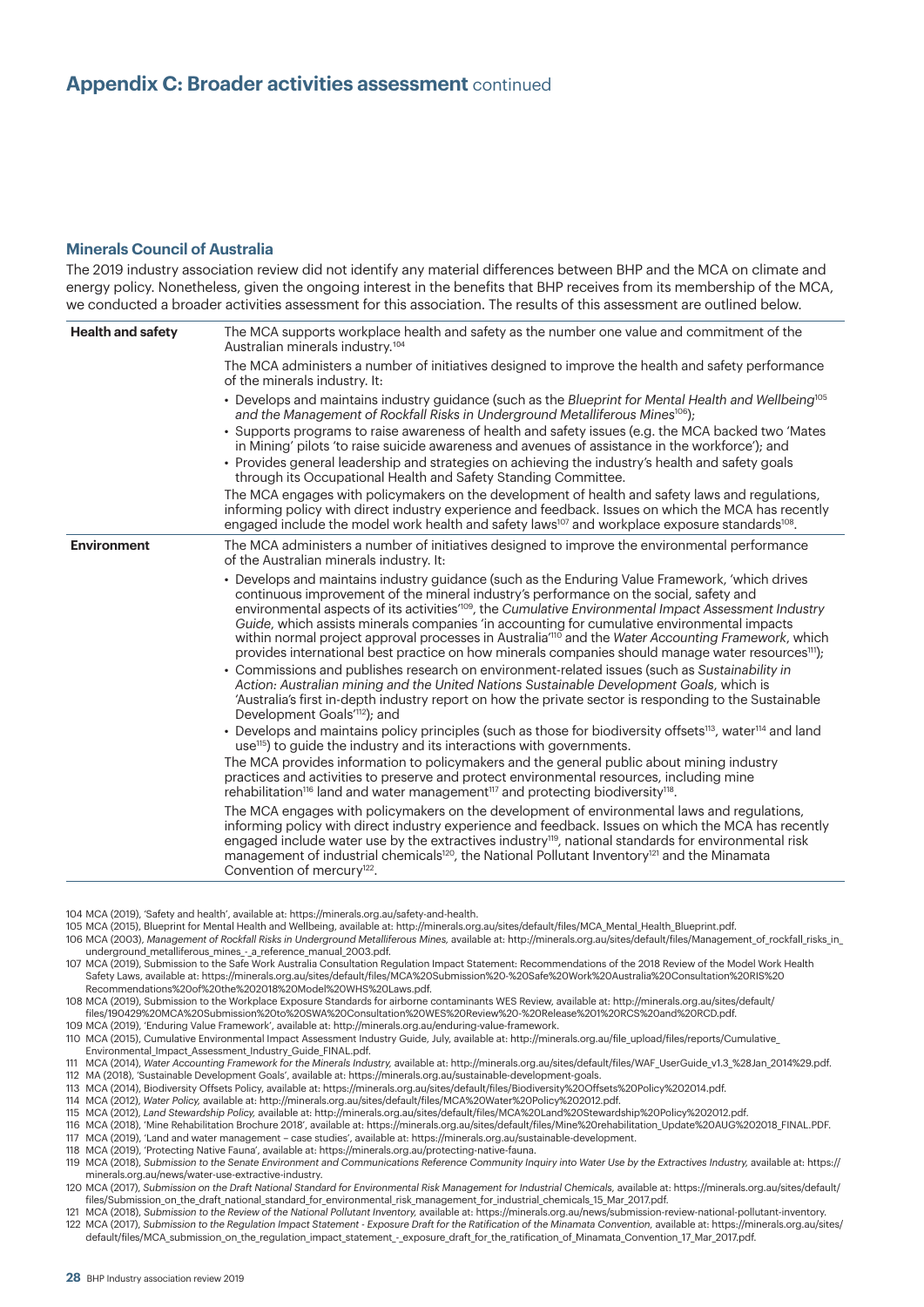# Appendix C: Broader activities assessment continued

## Minerals Council of Australia

The 2019 industry association review did not identify any material differences between BHP and the MCA on climate and energy policy. Nonetheless, given the ongoing interest in the benefits that BHP receives from its membership of the MCA, we conducted a broader activities assessment for this association. The results of this assessment are outlined below.

| | |
|---|---|
| **Health and safety** | The MCA supports workplace health and safety as the number one value and commitment of the Australian minerals industry.[104]<br><br>The MCA administers a number of initiatives designed to improve the health and safety performance of the minerals industry. It:<br><br>• Develops and maintains industry guidance (such as the *Blueprint for Mental Health and Wellbeing*[105] *and the Management of Rockfall Risks in Underground Metalliferous Mines*[106]);<br>• Supports programs to raise awareness of health and safety issues (e.g. the MCA backed two 'Mates in Mining' pilots 'to raise suicide awareness and avenues of assistance in the workforce'); and<br>• Provides general leadership and strategies on achieving the industry's health and safety goals through its Occupational Health and Safety Standing Committee.<br><br>The MCA engages with policymakers on the development of health and safety laws and regulations, informing policy with direct industry experience and feedback. Issues on which the MCA has recently engaged include the model work health and safety laws[107] and workplace exposure standards[108]. |
| **Environment** | The MCA administers a number of initiatives designed to improve the environmental performance of the Australian minerals industry. It:<br><br>• Develops and maintains industry guidance (such as the Enduring Value Framework, 'which drives continuous improvement of the mineral industry's performance on the social, safety and environmental aspects of its activities'[109], the *Cumulative Environmental Impact Assessment Industry Guide*, which assists minerals companies 'in accounting for cumulative environmental impacts within normal project approval processes in Australia'[110] and the *Water Accounting Framework*, which provides international best practice on how minerals companies should manage water resources[111]);<br>• Commissions and publishes research on environment-related issues (such as *Sustainability in Action: Australian mining and the United Nations Sustainable Development Goals*, which is 'Australia's first in-depth industry report on how the private sector is responding to the Sustainable Development Goals'[112]); and<br>• Develops and maintains policy principles (such as those for biodiversity offsets[113], water[114] and land use[115]) to guide the industry and its interactions with governments.<br><br>The MCA provides information to policymakers and the general public about mining industry practices and activities to preserve and protect environmental resources, including mine rehabilitation[116] land and water management[117] and protecting biodiversity[118].<br><br>The MCA engages with policymakers on the development of environmental laws and regulations, informing policy with direct industry experience and feedback. Issues on which the MCA has recently engaged include water use by the extractives industry[119], national standards for environmental risk management of industrial chemicals[120], the National Pollutant Inventory[121] and the Minamata Convention of mercury[122]. |

104 MCA (2019), 'Safety and health', available at: https://minerals.org.au/safety-and-health.
105 MCA (2015), Blueprint for Mental Health and Wellbeing, available at: http://minerals.org.au/sites/default/files/MCA_Mental_Health_Blueprint.pdf.
106 MCA (2003), *Management of Rockfall Risks in Underground Metalliferous Mines,* available at: http://minerals.org.au/sites/default/files/Management_of_rockfall_risks_in_underground_metalliferous_mines_-_a_reference_manual_2003.pdf.
107 MCA (2019), Submission to the Safe Work Australia Consultation Regulation Impact Statement: Recommendations of the 2018 Review of the Model Work Health Safety Laws, available at: https://minerals.org.au/sites/default/files/MCA%20Submission%20-%20Safe%20Work%20Australia%20Consultation%20RIS%20Recommendations%20of%20the%202018%20Model%20WHS%20Laws.pdf.
108 MCA (2019), Submission to the Workplace Exposure Standards for airborne contaminants WES Review, available at: http://minerals.org.au/sites/default/files/190429%20MCA%20Submission%20to%20SWA%20Consultation%20WES%20Review%20-%20Release%201%20RCS%20and%20RCD.pdf.
109 MCA (2019), 'Enduring Value Framework', available at: http://minerals.org.au/enduring-value-framework.
110 MCA (2015), Cumulative Environmental Impact Assessment Industry Guide, July, available at: http://minerals.org.au/file_upload/files/reports/Cumulative_Environmental_Impact_Assessment_Industry_Guide_FINAL.pdf.
111 MCA (2014), *Water Accounting Framework for the Minerals Industry,* available at: http://minerals.org.au/sites/default/files/WAF_UserGuide_v1.3_%28Jan_2014%29.pdf.
112 MA (2018), 'Sustainable Development Goals', available at: https://minerals.org.au/sustainable-development-goals.
113 MCA (2014), Biodiversity Offsets Policy, available at: https://minerals.org.au/sites/default/files/Biodiversity%20Offsets%20Policy%202014.pdf.
114 MCA (2012), *Water Policy,* available at: http://minerals.org.au/sites/default/files/MCA%20Water%20Policy%202012.pdf.
115 MCA (2012), *Land Stewardship Policy,* available at: http://minerals.org.au/sites/default/files/MCA%20Land%20Stewardship%20Policy%202012.pdf.
116 MCA (2018), 'Mine Rehabilitation Brochure 2018', available at: https://minerals.org.au/sites/default/files/Mine%20rehabilitation_Update%20AUG%202018_FINAL.PDF.
117 MCA (2019), 'Land and water management – case studies', available at: https://minerals.org.au/sustainable-development.
118 MCA (2019), 'Protecting Native Fauna', available at: https://minerals.org.au/protecting-native-fauna.
119 MCA (2018), *Submission to the Senate Environment and Communications Reference Community Inquiry into Water Use by the Extractives Industry,* available at: https://minerals.org.au/news/water-use-extractive-industry.
120 MCA (2017), *Submission on the Draft National Standard for Environmental Risk Management for Industrial Chemicals,* available at: https://minerals.org.au/sites/default/files/Submission_on_the_draft_national_standard_for_environmental_risk_management_for_industrial_chemicals_15_Mar_2017.pdf.
121 MCA (2018), *Submission to the Review of the National Pollutant Inventory,* available at: https://minerals.org.au/news/submission-review-national-pollutant-inventory.
122 MCA (2017), *Submission to the Regulation Impact Statement - Exposure Draft for the Ratification of the Minamata Convention,* available at: https://minerals.org.au/sites/default/files/MCA_submission_on_the_regulation_impact_statement_-_exposure_draft_for_the_ratification_of_Minamata_Convention_17_Mar_2017.pdf.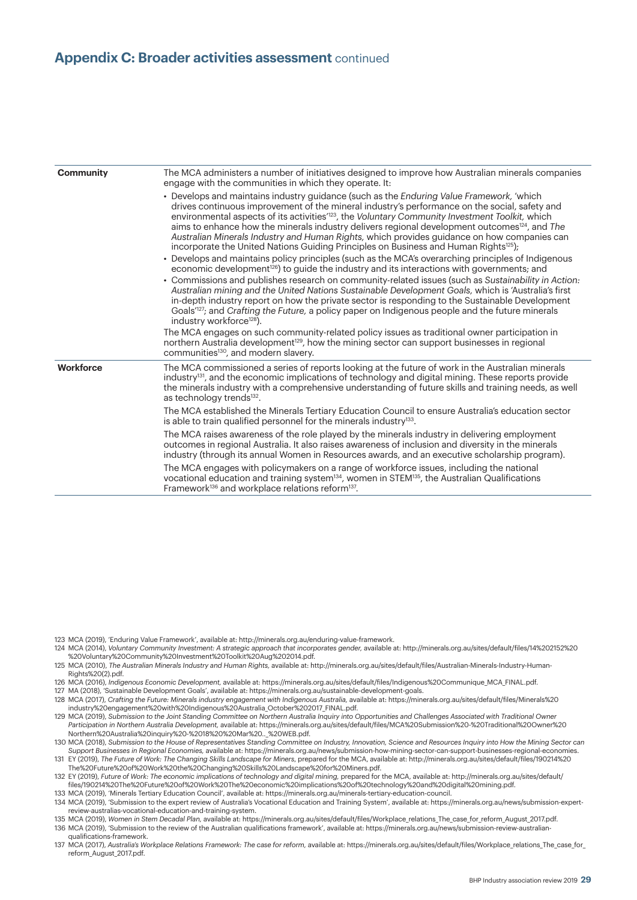## Appendix C: Broader activities assessment continued

| | |
|---|---|
| **Community** | The MCA administers a number of initiatives designed to improve how Australian minerals companies engage with the communities in which they operate. It:<br>• Develops and maintains industry guidance (such as the *Enduring Value Framework,* 'which drives continuous improvement of the mineral industry's performance on the social, safety and environmental aspects of its activities'[123], the *Voluntary Community Investment Toolkit,* which aims to enhance how the minerals industry delivers regional development outcomes[124], and *The Australian Minerals Industry and Human Rights,* which provides guidance on how companies can incorporate the United Nations Guiding Principles on Business and Human Rights[125]);<br>• Develops and maintains policy principles (such as the MCA's overarching principles of Indigenous economic development[126]) to guide the industry and its interactions with governments; and<br>• Commissions and publishes research on community-related issues (such as *Sustainability in Action: Australian mining and the United Nations Sustainable Development Goals,* which is 'Australia's first in-depth industry report on how the private sector is responding to the Sustainable Development Goals'[127]; and *Crafting the Future,* a policy paper on Indigenous people and the future minerals industry workforce[128]).<br>The MCA engages on such community-related policy issues as traditional owner participation in northern Australia development[129], how the mining sector can support businesses in regional communities[130], and modern slavery. |
| **Workforce** | The MCA commissioned a series of reports looking at the future of work in the Australian minerals industry[131], and the economic implications of technology and digital mining. These reports provide the minerals industry with a comprehensive understanding of future skills and training needs, as well as technology trends[132].<br>The MCA established the Minerals Tertiary Education Council to ensure Australia's education sector is able to train qualified personnel for the minerals industry[133].<br>The MCA raises awareness of the role played by the minerals industry in delivering employment outcomes in regional Australia. It also raises awareness of inclusion and diversity in the minerals industry (through its annual Women in Resources awards, and an executive scholarship program).<br>The MCA engages with policymakers on a range of workforce issues, including the national vocational education and training system[134], women in STEM[135], the Australian Qualifications Framework[136] and workplace relations reform[137]. |

123 MCA (2019), 'Enduring Value Framework', available at: http://minerals.org.au/enduring-value-framework.

124 MCA (2014), *Voluntary Community Investment: A strategic approach that incorporates gender,* available at: http://minerals.org.au/sites/default/files/14%202152%20%20Voluntary%20Community%20Investment%20Toolkit%20Aug%202014.pdf.

125 MCA (2010), *The Australian Minerals Industry and Human Rights,* available at: http://minerals.org.au/sites/default/files/Australian-Minerals-Industry-Human-Rights%20(2).pdf.

126 MCA (2016), *Indigenous Economic Development,* available at: https://minerals.org.au/sites/default/files/Indigenous%20Communique_MCA_FINAL.pdf.

127 MA (2018), 'Sustainable Development Goals', available at: https://minerals.org.au/sustainable-development-goals.

128 MCA (2017), *Crafting the Future: Minerals industry engagement with Indigenous Australia,* available at: https://minerals.org.au/sites/default/files/Minerals%20industry%20engagement%20with%20Indigenous%20Australia_October%202017_FINAL.pdf.

129 MCA (2019), *Submission to the Joint Standing Committee on Northern Australia Inquiry into Opportunities and Challenges Associated with Traditional Owner Participation in Northern Australia Development,* available at: https://minerals.org.au/sites/default/files/MCA%20Submission%20-%20Traditional%20Owner%20Northern%20Australia%20inquiry%20-%2018%20%20Mar%20.._%20WEB.pdf.

130 MCA (2018), *Submission to the House of Representatives Standing Committee on Industry, Innovation, Science and Resources Inquiry into How the Mining Sector can Support Businesses in Regional Economies,* available at: https://minerals.org.au/news/submission-how-mining-sector-can-support-businesses-regional-economies.

131 EY (2019), *The Future of Work: The Changing Skills Landscape for Miners,* prepared for the MCA, available at: http://minerals.org.au/sites/default/files/190214%20The%20Future%20of%20Work%20the%20Changing%20Skills%20Landscape%20for%20Miners.pdf.

132 EY (2019), *Future of Work: The economic implications of technology and digital mining,* prepared for the MCA, available at: http://minerals.org.au/sites/default/files/190214%20The%20Future%20of%20Work%20The%20economic%20implications%20of%20technology%20and%20digital%20mining.pdf.

133 MCA (2019), 'Minerals Tertiary Education Council', available at: https://minerals.org.au/minerals-tertiary-education-council.

134 MCA (2019), 'Submission to the expert review of Australia's Vocational Education and Training System', available at: https://minerals.org.au/news/submission-expert-review-australias-vocational-education-and-training-system.

135 MCA (2019), *Women in Stem Decadal Plan,* available at: https://minerals.org.au/sites/default/files/Workplace_relations_The_case_for_reform_August_2017.pdf.

136 MCA (2019), 'Submission to the review of the Australian qualifications framework', available at: https://minerals.org.au/news/submission-review-australian-qualifications-framework.

137 MCA (2017), *Australia's Workplace Relations Framework: The case for reform,* available at: https://minerals.org.au/sites/default/files/Workplace_relations_The_case_for_reform_August_2017.pdf.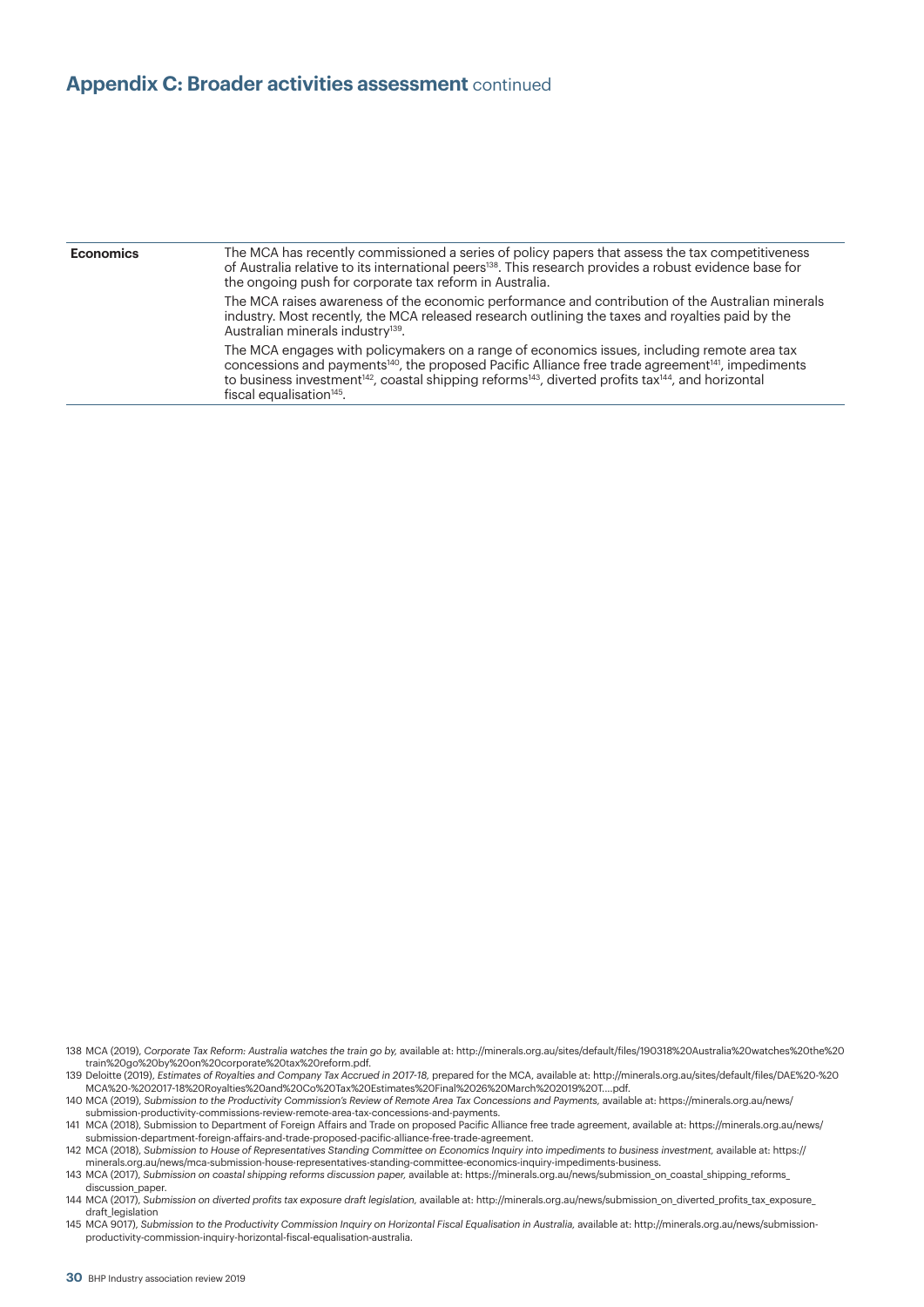## Appendix C: Broader activities assessment continued

| | |
|---|---|
| **Economics** | The MCA has recently commissioned a series of policy papers that assess the tax competitiveness of Australia relative to its international peers[138]. This research provides a robust evidence base for the ongoing push for corporate tax reform in Australia.<br><br>The MCA raises awareness of the economic performance and contribution of the Australian minerals industry. Most recently, the MCA released research outlining the taxes and royalties paid by the Australian minerals industry[139].<br><br>The MCA engages with policymakers on a range of economics issues, including remote area tax concessions and payments[140], the proposed Pacific Alliance free trade agreement[141], impediments to business investment[142], coastal shipping reforms[143], diverted profits tax[144], and horizontal fiscal equalisation[145]. |

138 MCA (2019), *Corporate Tax Reform: Australia watches the train go by,* available at: http://minerals.org.au/sites/default/files/190318%20Australia%20watches%20the%20train%20go%20by%20on%20corporate%20tax%20reform.pdf.

139 Deloitte (2019), *Estimates of Royalties and Company Tax Accrued in 2017-18,* prepared for the MCA, available at: http://minerals.org.au/sites/default/files/DAE%20-%20MCA%20-%202017-18%20Royalties%20and%20Co%20Tax%20Estimates%20Final%2026%20March%202019%20T....pdf.

140 MCA (2019), *Submission to the Productivity Commission's Review of Remote Area Tax Concessions and Payments,* available at: https://minerals.org.au/news/submission-productivity-commissions-review-remote-area-tax-concessions-and-payments.

141 MCA (2018), Submission to Department of Foreign Affairs and Trade on proposed Pacific Alliance free trade agreement, available at: https://minerals.org.au/news/submission-department-foreign-affairs-and-trade-proposed-pacific-alliance-free-trade-agreement.

142 MCA (2018), *Submission to House of Representatives Standing Committee on Economics Inquiry into impediments to business investment,* available at: https://minerals.org.au/news/mca-submission-house-representatives-standing-committee-economics-inquiry-impediments-business.

143 MCA (2017), *Submission on coastal shipping reforms discussion paper,* available at: https://minerals.org.au/news/submission_on_coastal_shipping_reforms_discussion_paper.

144 MCA (2017), *Submission on diverted profits tax exposure draft legislation,* available at: http://minerals.org.au/news/submission_on_diverted_profits_tax_exposure_draft_legislation

145 MCA 9017), *Submission to the Productivity Commission Inquiry on Horizontal Fiscal Equalisation in Australia,* available at: http://minerals.org.au/news/submission-productivity-commission-inquiry-horizontal-fiscal-equalisation-australia.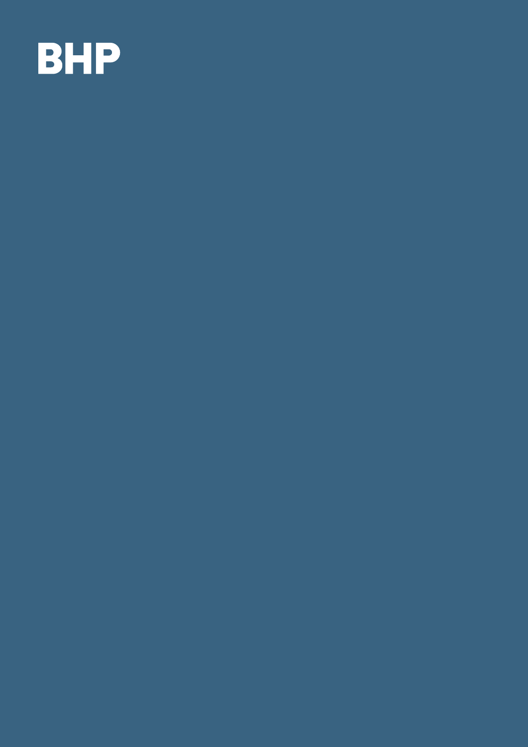BHP